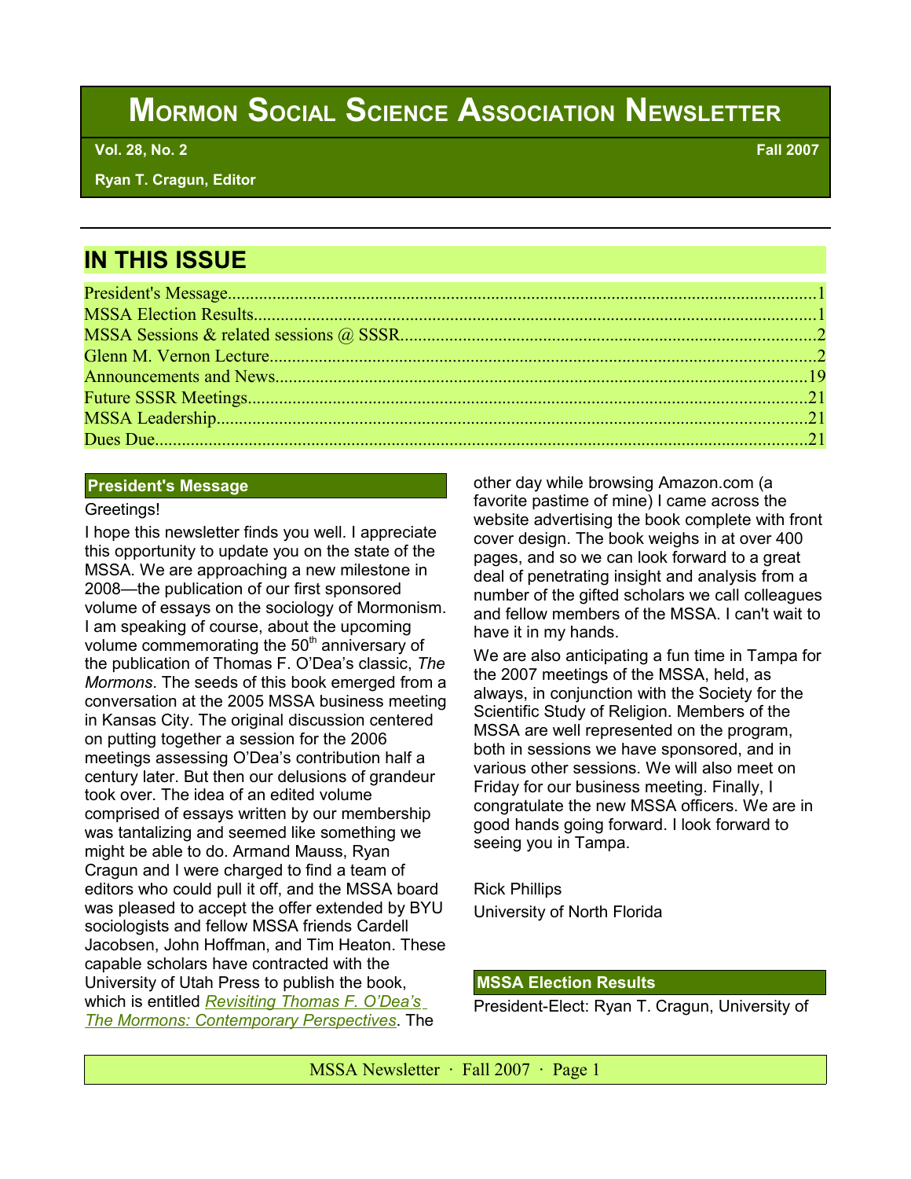# Mormon Social Science Association Newsletter

**Vol. 28, No. 2** **Fall 2007**

**Ryan T. Cragun, Editor**

## IN THIS ISSUE

President's Message....................................................................................................1
MSSA Election Results.................................................................................................1
MSSA Sessions & related sessions @ SSSR...............................................................2
Glenn M. Vernon Lecture...............................................................................................2
Announcements and News..........................................................................................19
Future SSSR Meetings.................................................................................................21
MSSA Leadership.........................................................................................................21
Dues Due.....................................................................................................................21

## President's Message

Greetings!

I hope this newsletter finds you well. I appreciate this opportunity to update you on the state of the MSSA. We are approaching a new milestone in 2008—the publication of our first sponsored volume of essays on the sociology of Mormonism. I am speaking of course, about the upcoming volume commemorating the 50th anniversary of the publication of Thomas F. O'Dea's classic, *The Mormons*. The seeds of this book emerged from a conversation at the 2005 MSSA business meeting in Kansas City. The original discussion centered on putting together a session for the 2006 meetings assessing O'Dea's contribution half a century later. But then our delusions of grandeur took over. The idea of an edited volume comprised of essays written by our membership was tantalizing and seemed like something we might be able to do. Armand Mauss, Ryan Cragun and I were charged to find a team of editors who could pull it off, and the MSSA board was pleased to accept the offer extended by BYU sociologists and fellow MSSA friends Cardell Jacobsen, John Hoffman, and Tim Heaton. These capable scholars have contracted with the University of Utah Press to publish the book, which is entitled *Revisiting Thomas F. O'Dea's The Mormons: Contemporary Perspectives*. The other day while browsing Amazon.com (a favorite pastime of mine) I came across the website advertising the book complete with front cover design. The book weighs in at over 400 pages, and so we can look forward to a great deal of penetrating insight and analysis from a number of the gifted scholars we call colleagues and fellow members of the MSSA. I can't wait to have it in my hands.

We are also anticipating a fun time in Tampa for the 2007 meetings of the MSSA, held, as always, in conjunction with the Society for the Scientific Study of Religion. Members of the MSSA are well represented on the program, both in sessions we have sponsored, and in various other sessions. We will also meet on Friday for our business meeting. Finally, I congratulate the new MSSA officers. We are in good hands going forward. I look forward to seeing you in Tampa.

Rick Phillips
University of North Florida

## MSSA Election Results

President-Elect: Ryan T. Cragun, University of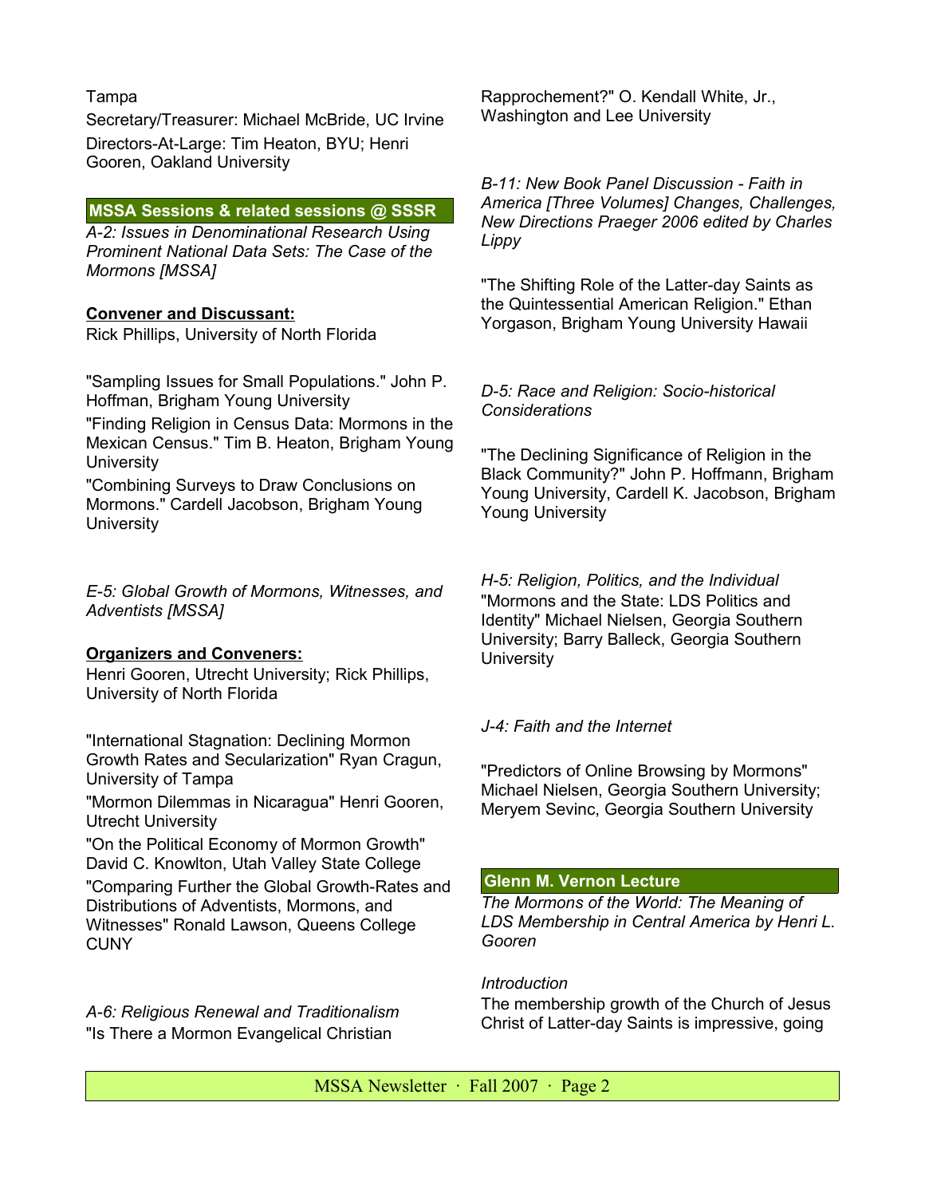Tampa

Secretary/Treasurer: Michael McBride, UC Irvine

Directors-At-Large: Tim Heaton, BYU; Henri Gooren, Oakland University

## MSSA Sessions & related sessions @ SSSR

*A-2: Issues in Denominational Research Using Prominent National Data Sets: The Case of the Mormons [MSSA]*

**Convener and Discussant:**
Rick Phillips, University of North Florida

"Sampling Issues for Small Populations." John P. Hoffman, Brigham Young University

"Finding Religion in Census Data: Mormons in the Mexican Census." Tim B. Heaton, Brigham Young University

"Combining Surveys to Draw Conclusions on Mormons." Cardell Jacobson, Brigham Young University

*E-5: Global Growth of Mormons, Witnesses, and Adventists [MSSA]*

**Organizers and Conveners:**
Henri Gooren, Utrecht University; Rick Phillips, University of North Florida

"International Stagnation: Declining Mormon Growth Rates and Secularization" Ryan Cragun, University of Tampa

"Mormon Dilemmas in Nicaragua" Henri Gooren, Utrecht University

"On the Political Economy of Mormon Growth" David C. Knowlton, Utah Valley State College

"Comparing Further the Global Growth-Rates and Distributions of Adventists, Mormons, and Witnesses" Ronald Lawson, Queens College CUNY

*A-6: Religious Renewal and Traditionalism*
"Is There a Mormon Evangelical Christian Rapprochement?" O. Kendall White, Jr., Washington and Lee University

*B-11: New Book Panel Discussion - Faith in America [Three Volumes] Changes, Challenges, New Directions Praeger 2006 edited by Charles Lippy*

"The Shifting Role of the Latter-day Saints as the Quintessential American Religion." Ethan Yorgason, Brigham Young University Hawaii

*D-5: Race and Religion: Socio-historical Considerations*

"The Declining Significance of Religion in the Black Community?" John P. Hoffmann, Brigham Young University, Cardell K. Jacobson, Brigham Young University

*H-5: Religion, Politics, and the Individual*
"Mormons and the State: LDS Politics and Identity" Michael Nielsen, Georgia Southern University; Barry Balleck, Georgia Southern University

*J-4: Faith and the Internet*

"Predictors of Online Browsing by Mormons" Michael Nielsen, Georgia Southern University; Meryem Sevinc, Georgia Southern University

## Glenn M. Vernon Lecture

*The Mormons of the World: The Meaning of LDS Membership in Central America by Henri L. Gooren*

*Introduction*

The membership growth of the Church of Jesus Christ of Latter-day Saints is impressive, going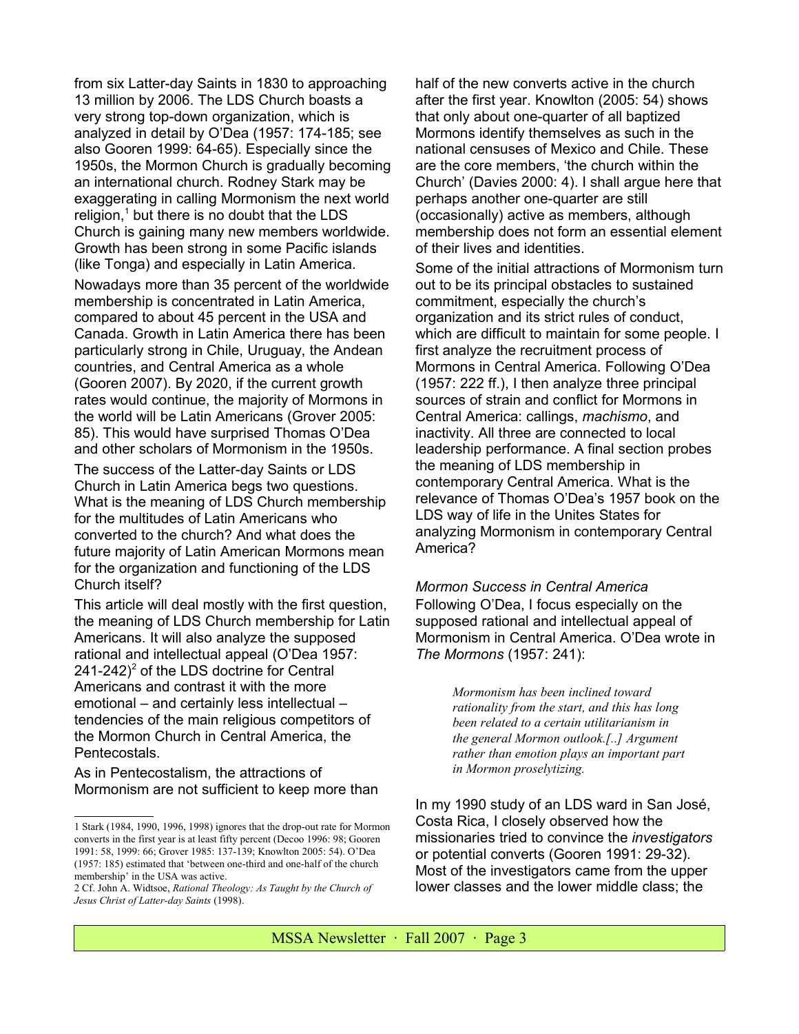from six Latter-day Saints in 1830 to approaching 13 million by 2006. The LDS Church boasts a very strong top-down organization, which is analyzed in detail by O'Dea (1957: 174-185; see also Gooren 1999: 64-65). Especially since the 1950s, the Mormon Church is gradually becoming an international church. Rodney Stark may be exaggerating in calling Mormonism the next world religion,[1] but there is no doubt that the LDS Church is gaining many new members worldwide. Growth has been strong in some Pacific islands (like Tonga) and especially in Latin America.

Nowadays more than 35 percent of the worldwide membership is concentrated in Latin America, compared to about 45 percent in the USA and Canada. Growth in Latin America there has been particularly strong in Chile, Uruguay, the Andean countries, and Central America as a whole (Gooren 2007). By 2020, if the current growth rates would continue, the majority of Mormons in the world will be Latin Americans (Grover 2005: 85). This would have surprised Thomas O'Dea and other scholars of Mormonism in the 1950s.

The success of the Latter-day Saints or LDS Church in Latin America begs two questions. What is the meaning of LDS Church membership for the multitudes of Latin Americans who converted to the church? And what does the future majority of Latin American Mormons mean for the organization and functioning of the LDS Church itself?

This article will deal mostly with the first question, the meaning of LDS Church membership for Latin Americans. It will also analyze the supposed rational and intellectual appeal (O'Dea 1957: 241-242)[2] of the LDS doctrine for Central Americans and contrast it with the more emotional – and certainly less intellectual – tendencies of the main religious competitors of the Mormon Church in Central America, the Pentecostals.

As in Pentecostalism, the attractions of Mormonism are not sufficient to keep more than half of the new converts active in the church after the first year. Knowlton (2005: 54) shows that only about one-quarter of all baptized Mormons identify themselves as such in the national censuses of Mexico and Chile. These are the core members, 'the church within the Church' (Davies 2000: 4). I shall argue here that perhaps another one-quarter are still (occasionally) active as members, although membership does not form an essential element of their lives and identities.

Some of the initial attractions of Mormonism turn out to be its principal obstacles to sustained commitment, especially the church's organization and its strict rules of conduct, which are difficult to maintain for some people. I first analyze the recruitment process of Mormons in Central America. Following O'Dea (1957: 222 ff.), I then analyze three principal sources of strain and conflict for Mormons in Central America: callings, *machismo*, and inactivity. All three are connected to local leadership performance. A final section probes the meaning of LDS membership in contemporary Central America. What is the relevance of Thomas O'Dea's 1957 book on the LDS way of life in the Unites States for analyzing Mormonism in contemporary Central America?

### *Mormon Success in Central America*

Following O'Dea, I focus especially on the supposed rational and intellectual appeal of Mormonism in Central America. O'Dea wrote in *The Mormons* (1957: 241):

> *Mormonism has been inclined toward rationality from the start, and this has long been related to a certain utilitarianism in the general Mormon outlook.[..] Argument rather than emotion plays an important part in Mormon proselytizing.*

In my 1990 study of an LDS ward in San José, Costa Rica, I closely observed how the missionaries tried to convince the *investigators* or potential converts (Gooren 1991: 29-32). Most of the investigators came from the upper lower classes and the lower middle class; the

---

1 Stark (1984, 1990, 1996, 1998) ignores that the drop-out rate for Mormon converts in the first year is at least fifty percent (Decoo 1996: 98; Gooren 1991: 58, 1999: 66; Grover 1985: 137-139; Knowlton 2005: 54). O'Dea (1957: 185) estimated that 'between one-third and one-half of the church membership' in the USA was active.

2 Cf. John A. Widtsoe, *Rational Theology: As Taught by the Church of Jesus Christ of Latter-day Saints* (1998).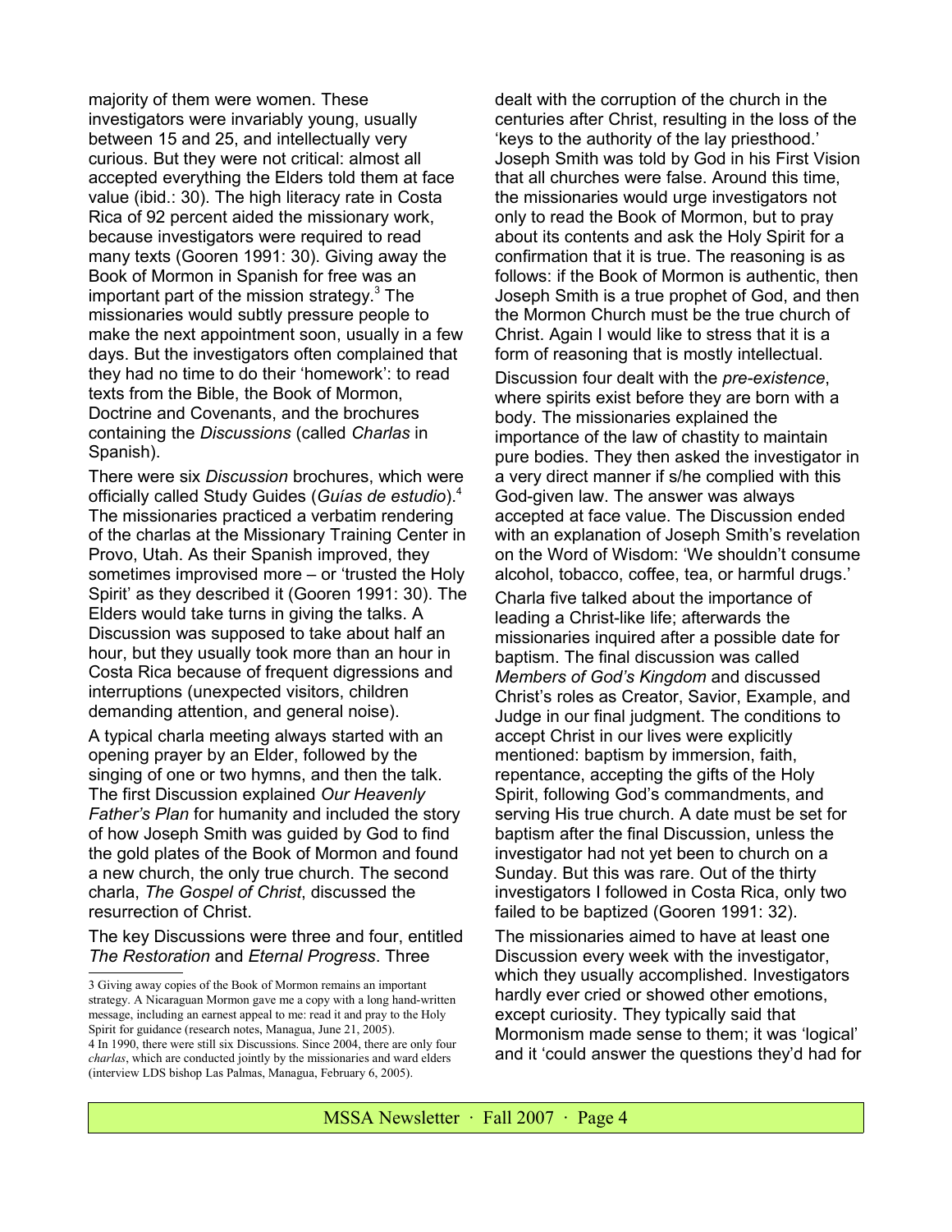majority of them were women. These investigators were invariably young, usually between 15 and 25, and intellectually very curious. But they were not critical: almost all accepted everything the Elders told them at face value (ibid.: 30). The high literacy rate in Costa Rica of 92 percent aided the missionary work, because investigators were required to read many texts (Gooren 1991: 30). Giving away the Book of Mormon in Spanish for free was an important part of the mission strategy.[3] The missionaries would subtly pressure people to make the next appointment soon, usually in a few days. But the investigators often complained that they had no time to do their 'homework': to read texts from the Bible, the Book of Mormon, Doctrine and Covenants, and the brochures containing the *Discussions* (called *Charlas* in Spanish).

There were six *Discussion* brochures, which were officially called Study Guides (*Guías de estudio*).[4] The missionaries practiced a verbatim rendering of the charlas at the Missionary Training Center in Provo, Utah. As their Spanish improved, they sometimes improvised more – or 'trusted the Holy Spirit' as they described it (Gooren 1991: 30). The Elders would take turns in giving the talks. A Discussion was supposed to take about half an hour, but they usually took more than an hour in Costa Rica because of frequent digressions and interruptions (unexpected visitors, children demanding attention, and general noise).

A typical charla meeting always started with an opening prayer by an Elder, followed by the singing of one or two hymns, and then the talk. The first Discussion explained *Our Heavenly Father's Plan* for humanity and included the story of how Joseph Smith was guided by God to find the gold plates of the Book of Mormon and found a new church, the only true church. The second charla, *The Gospel of Christ*, discussed the resurrection of Christ.

The key Discussions were three and four, entitled *The Restoration* and *Eternal Progress*. Three dealt with the corruption of the church in the centuries after Christ, resulting in the loss of the 'keys to the authority of the lay priesthood.' Joseph Smith was told by God in his First Vision that all churches were false. Around this time, the missionaries would urge investigators not only to read the Book of Mormon, but to pray about its contents and ask the Holy Spirit for a confirmation that it is true. The reasoning is as follows: if the Book of Mormon is authentic, then Joseph Smith is a true prophet of God, and then the Mormon Church must be the true church of Christ. Again I would like to stress that it is a form of reasoning that is mostly intellectual.

Discussion four dealt with the *pre-existence*, where spirits exist before they are born with a body. The missionaries explained the importance of the law of chastity to maintain pure bodies. They then asked the investigator in a very direct manner if s/he complied with this God-given law. The answer was always accepted at face value. The Discussion ended with an explanation of Joseph Smith's revelation on the Word of Wisdom: 'We shouldn't consume alcohol, tobacco, coffee, tea, or harmful drugs.'

Charla five talked about the importance of leading a Christ-like life; afterwards the missionaries inquired after a possible date for baptism. The final discussion was called *Members of God's Kingdom* and discussed Christ's roles as Creator, Savior, Example, and Judge in our final judgment. The conditions to accept Christ in our lives were explicitly mentioned: baptism by immersion, faith, repentance, accepting the gifts of the Holy Spirit, following God's commandments, and serving His true church. A date must be set for baptism after the final Discussion, unless the investigator had not yet been to church on a Sunday. But this was rare. Out of the thirty investigators I followed in Costa Rica, only two failed to be baptized (Gooren 1991: 32).

The missionaries aimed to have at least one Discussion every week with the investigator, which they usually accomplished. Investigators hardly ever cried or showed other emotions, except curiosity. They typically said that Mormonism made sense to them; it was 'logical' and it 'could answer the questions they'd had for

---

3 Giving away copies of the Book of Mormon remains an important strategy. A Nicaraguan Mormon gave me a copy with a long hand-written message, including an earnest appeal to me: read it and pray to the Holy Spirit for guidance (research notes, Managua, June 21, 2005).

4 In 1990, there were still six Discussions. Since 2004, there are only four *charlas*, which are conducted jointly by the missionaries and ward elders (interview LDS bishop Las Palmas, Managua, February 6, 2005).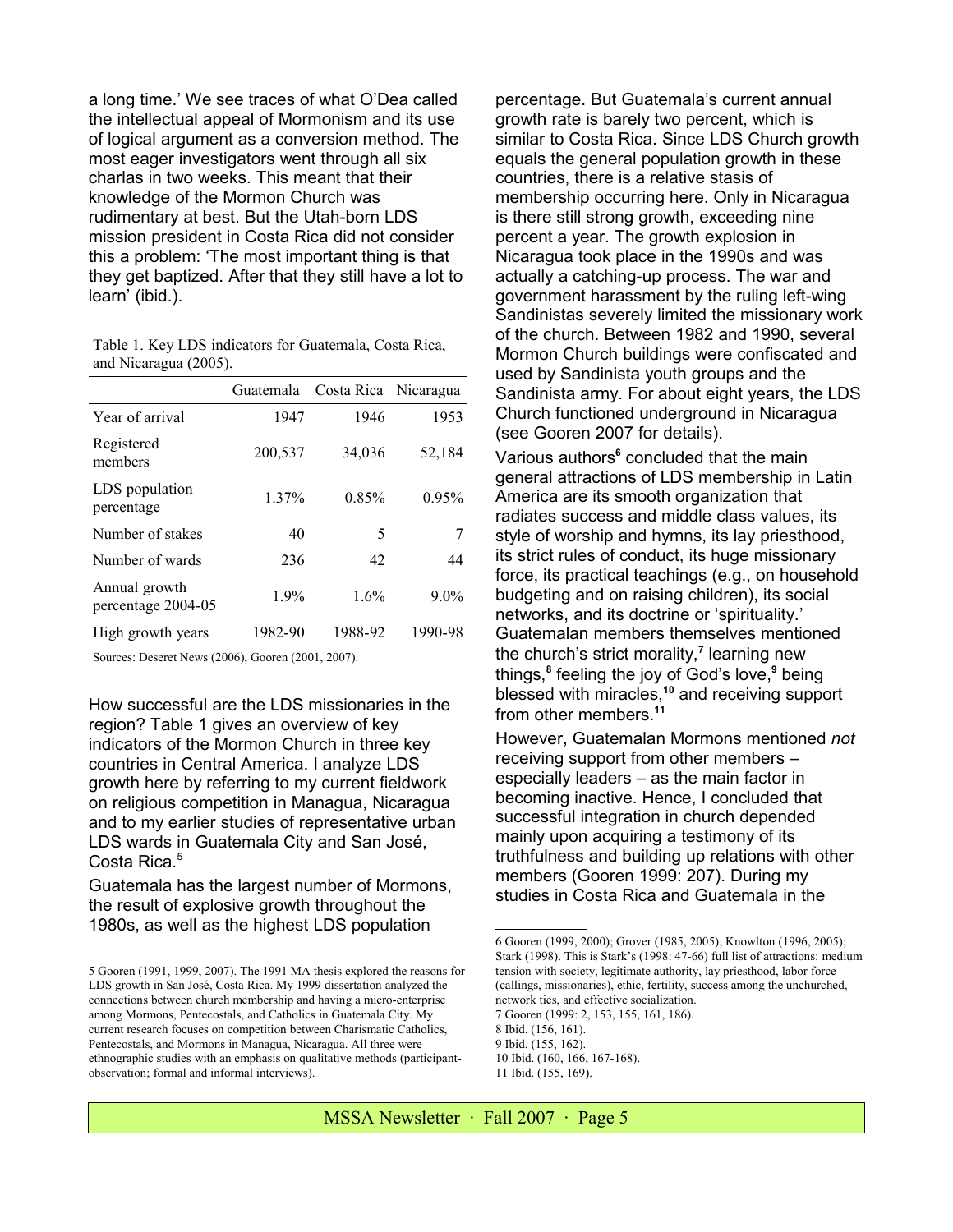a long time.' We see traces of what O'Dea called the intellectual appeal of Mormonism and its use of logical argument as a conversion method. The most eager investigators went through all six charlas in two weeks. This meant that their knowledge of the Mormon Church was rudimentary at best. But the Utah-born LDS mission president in Costa Rica did not consider this a problem: 'The most important thing is that they get baptized. After that they still have a lot to learn' (ibid.).

Table 1. Key LDS indicators for Guatemala, Costa Rica, and Nicaragua (2005).

| | Guatemala | Costa Rica | Nicaragua |
|---|---|---|---|
| Year of arrival | 1947 | 1946 | 1953 |
| Registered members | 200,537 | 34,036 | 52,184 |
| LDS population percentage | 1.37% | 0.85% | 0.95% |
| Number of stakes | 40 | 5 | 7 |
| Number of wards | 236 | 42 | 44 |
| Annual growth percentage 2004-05 | 1.9% | 1.6% | 9.0% |
| High growth years | 1982-90 | 1988-92 | 1990-98 |

Sources: Deseret News (2006), Gooren (2001, 2007).

How successful are the LDS missionaries in the region? Table 1 gives an overview of key indicators of the Mormon Church in three key countries in Central America. I analyze LDS growth here by referring to my current fieldwork on religious competition in Managua, Nicaragua and to my earlier studies of representative urban LDS wards in Guatemala City and San José, Costa Rica.[5]

Guatemala has the largest number of Mormons, the result of explosive growth throughout the 1980s, as well as the highest LDS population percentage. But Guatemala's current annual growth rate is barely two percent, which is similar to Costa Rica. Since LDS Church growth equals the general population growth in these countries, there is a relative stasis of membership occurring here. Only in Nicaragua is there still strong growth, exceeding nine percent a year. The growth explosion in Nicaragua took place in the 1990s and was actually a catching-up process. The war and government harassment by the ruling left-wing Sandinistas severely limited the missionary work of the church. Between 1982 and 1990, several Mormon Church buildings were confiscated and used by Sandinista youth groups and the Sandinista army. For about eight years, the LDS Church functioned underground in Nicaragua (see Gooren 2007 for details).

Various authors[6] concluded that the main general attractions of LDS membership in Latin America are its smooth organization that radiates success and middle class values, its style of worship and hymns, its lay priesthood, its strict rules of conduct, its huge missionary force, its practical teachings (e.g., on household budgeting and on raising children), its social networks, and its doctrine or 'spirituality.' Guatemalan members themselves mentioned the church's strict morality,[7] learning new things,[8] feeling the joy of God's love,[9] being blessed with miracles,[10] and receiving support from other members.[11]

However, Guatemalan Mormons mentioned *not* receiving support from other members – especially leaders – as the main factor in becoming inactive. Hence, I concluded that successful integration in church depended mainly upon acquiring a testimony of its truthfulness and building up relations with other members (Gooren 1999: 207). During my studies in Costa Rica and Guatemala in the

5 Gooren (1991, 1999, 2007). The 1991 MA thesis explored the reasons for LDS growth in San José, Costa Rica. My 1999 dissertation analyzed the connections between church membership and having a micro-enterprise among Mormons, Pentecostals, and Catholics in Guatemala City. My current research focuses on competition between Charismatic Catholics, Pentecostals, and Mormons in Managua, Nicaragua. All three were ethnographic studies with an emphasis on qualitative methods (participant-observation; formal and informal interviews).

6 Gooren (1999, 2000); Grover (1985, 2005); Knowlton (1996, 2005); Stark (1998). This is Stark's (1998: 47-66) full list of attractions: medium tension with society, legitimate authority, lay priesthood, labor force (callings, missionaries), ethic, fertility, success among the unchurched, network ties, and effective socialization.

7 Gooren (1999: 2, 153, 155, 161, 186).

8 Ibid. (156, 161).

9 Ibid. (155, 162).

10 Ibid. (160, 166, 167-168).

11 Ibid. (155, 169).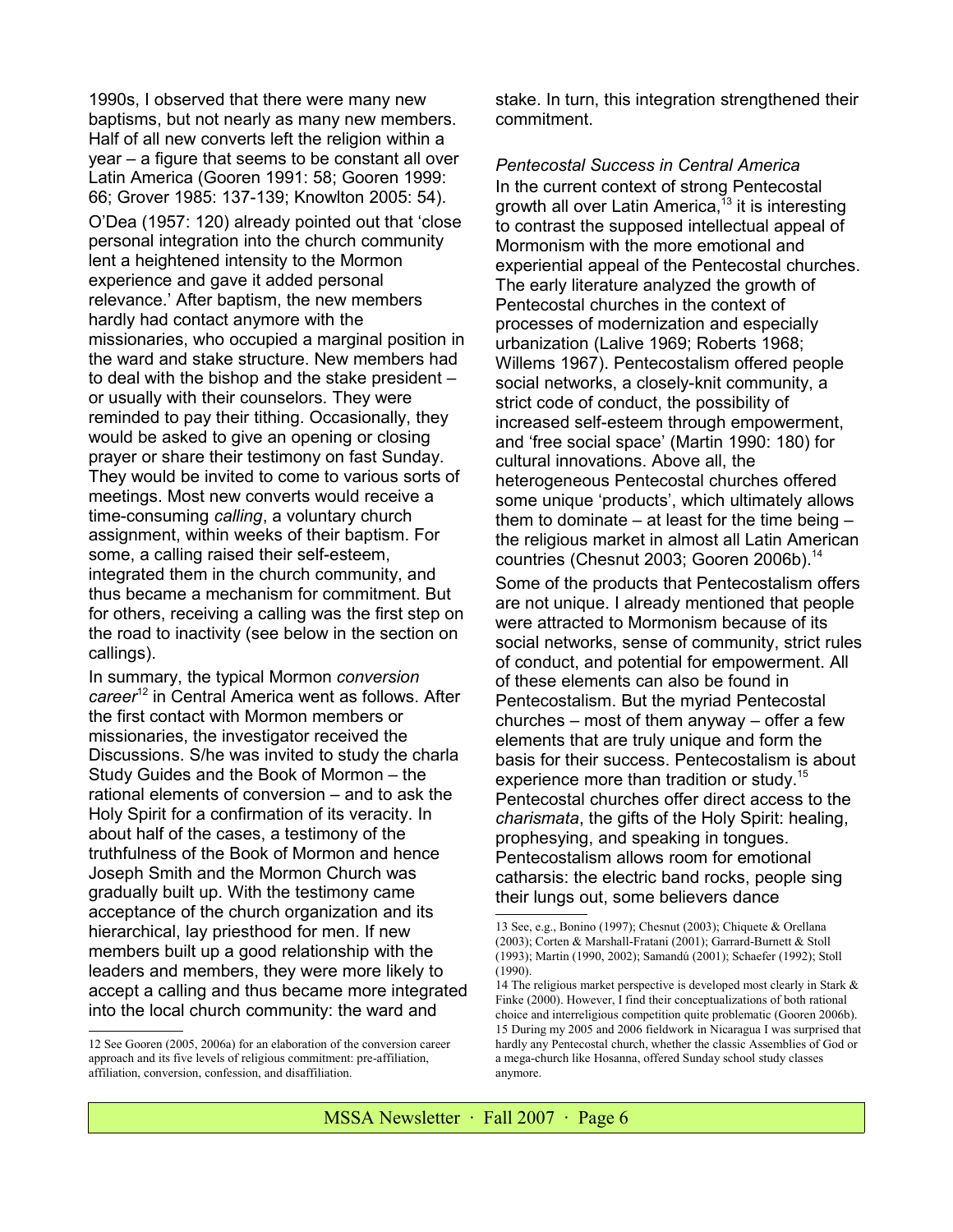1990s, I observed that there were many new baptisms, but not nearly as many new members. Half of all new converts left the religion within a year – a figure that seems to be constant all over Latin America (Gooren 1991: 58; Gooren 1999: 66; Grover 1985: 137-139; Knowlton 2005: 54).

O'Dea (1957: 120) already pointed out that 'close personal integration into the church community lent a heightened intensity to the Mormon experience and gave it added personal relevance.' After baptism, the new members hardly had contact anymore with the missionaries, who occupied a marginal position in the ward and stake structure. New members had to deal with the bishop and the stake president – or usually with their counselors. They were reminded to pay their tithing. Occasionally, they would be asked to give an opening or closing prayer or share their testimony on fast Sunday. They would be invited to come to various sorts of meetings. Most new converts would receive a time-consuming *calling*, a voluntary church assignment, within weeks of their baptism. For some, a calling raised their self-esteem, integrated them in the church community, and thus became a mechanism for commitment. But for others, receiving a calling was the first step on the road to inactivity (see below in the section on callings).

In summary, the typical Mormon *conversion career*[12] in Central America went as follows. After the first contact with Mormon members or missionaries, the investigator received the Discussions. S/he was invited to study the charla Study Guides and the Book of Mormon – the rational elements of conversion – and to ask the Holy Spirit for a confirmation of its veracity. In about half of the cases, a testimony of the truthfulness of the Book of Mormon and hence Joseph Smith and the Mormon Church was gradually built up. With the testimony came acceptance of the church organization and its hierarchical, lay priesthood for men. If new members built up a good relationship with the leaders and members, they were more likely to accept a calling and thus became more integrated into the local church community: the ward and stake. In turn, this integration strengthened their commitment.

*Pentecostal Success in Central America*

In the current context of strong Pentecostal growth all over Latin America,[13] it is interesting to contrast the supposed intellectual appeal of Mormonism with the more emotional and experiential appeal of the Pentecostal churches. The early literature analyzed the growth of Pentecostal churches in the context of processes of modernization and especially urbanization (Lalive 1969; Roberts 1968; Willems 1967). Pentecostalism offered people social networks, a closely-knit community, a strict code of conduct, the possibility of increased self-esteem through empowerment, and 'free social space' (Martin 1990: 180) for cultural innovations. Above all, the heterogeneous Pentecostal churches offered some unique 'products', which ultimately allows them to dominate – at least for the time being – the religious market in almost all Latin American countries (Chesnut 2003; Gooren 2006b).[14]

Some of the products that Pentecostalism offers are not unique. I already mentioned that people were attracted to Mormonism because of its social networks, sense of community, strict rules of conduct, and potential for empowerment. All of these elements can also be found in Pentecostalism. But the myriad Pentecostal churches – most of them anyway – offer a few elements that are truly unique and form the basis for their success. Pentecostalism is about experience more than tradition or study.[15] Pentecostal churches offer direct access to the *charismata*, the gifts of the Holy Spirit: healing, prophesying, and speaking in tongues. Pentecostalism allows room for emotional catharsis: the electric band rocks, people sing their lungs out, some believers dance

---

12 See Gooren (2005, 2006a) for an elaboration of the conversion career approach and its five levels of religious commitment: pre-affiliation, affiliation, conversion, confession, and disaffiliation.

13 See, e.g., Bonino (1997); Chesnut (2003); Chiquete & Orellana (2003); Corten & Marshall-Fratani (2001); Garrard-Burnett & Stoll (1993); Martin (1990, 2002); Samandú (2001); Schaefer (1992); Stoll (1990).

14 The religious market perspective is developed most clearly in Stark & Finke (2000). However, I find their conceptualizations of both rational choice and interreligious competition quite problematic (Gooren 2006b).

15 During my 2005 and 2006 fieldwork in Nicaragua I was surprised that hardly any Pentecostal church, whether the classic Assemblies of God or a mega-church like Hosanna, offered Sunday school study classes anymore.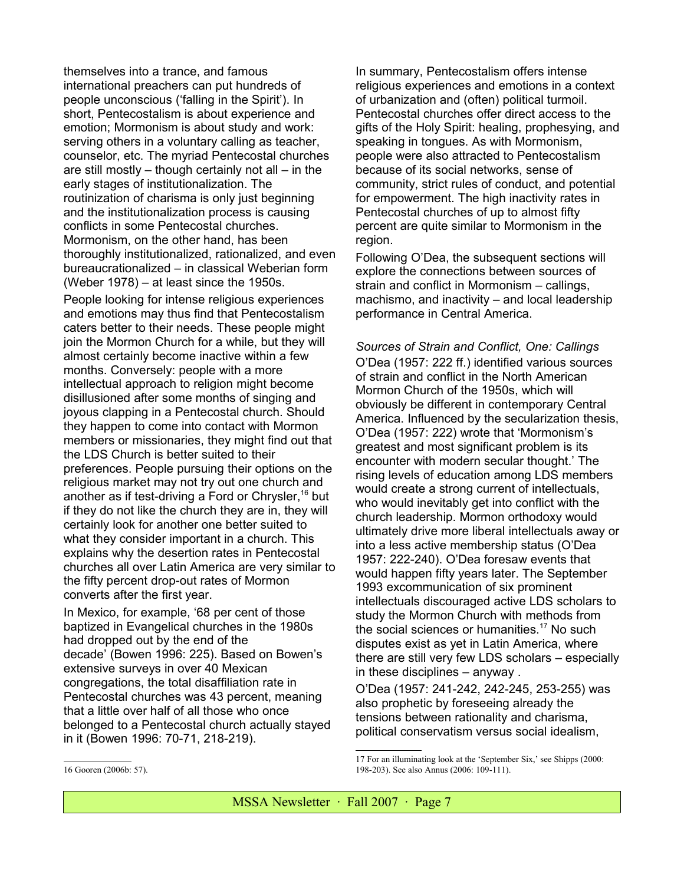themselves into a trance, and famous international preachers can put hundreds of people unconscious ('falling in the Spirit'). In short, Pentecostalism is about experience and emotion; Mormonism is about study and work: serving others in a voluntary calling as teacher, counselor, etc. The myriad Pentecostal churches are still mostly – though certainly not all – in the early stages of institutionalization. The routinization of charisma is only just beginning and the institutionalization process is causing conflicts in some Pentecostal churches. Mormonism, on the other hand, has been thoroughly institutionalized, rationalized, and even bureaucrationalized – in classical Weberian form (Weber 1978) – at least since the 1950s.

People looking for intense religious experiences and emotions may thus find that Pentecostalism caters better to their needs. These people might join the Mormon Church for a while, but they will almost certainly become inactive within a few months. Conversely: people with a more intellectual approach to religion might become disillusioned after some months of singing and joyous clapping in a Pentecostal church. Should they happen to come into contact with Mormon members or missionaries, they might find out that the LDS Church is better suited to their preferences. People pursuing their options on the religious market may not try out one church and another as if test-driving a Ford or Chrysler,[16] but if they do not like the church they are in, they will certainly look for another one better suited to what they consider important in a church. This explains why the desertion rates in Pentecostal churches all over Latin America are very similar to the fifty percent drop-out rates of Mormon converts after the first year.

In Mexico, for example, '68 per cent of those baptized in Evangelical churches in the 1980s had dropped out by the end of the decade' (Bowen 1996: 225). Based on Bowen's extensive surveys in over 40 Mexican congregations, the total disaffiliation rate in Pentecostal churches was 43 percent, meaning that a little over half of all those who once belonged to a Pentecostal church actually stayed in it (Bowen 1996: 70-71, 218-219).

In summary, Pentecostalism offers intense religious experiences and emotions in a context of urbanization and (often) political turmoil. Pentecostal churches offer direct access to the gifts of the Holy Spirit: healing, prophesying, and speaking in tongues. As with Mormonism, people were also attracted to Pentecostalism because of its social networks, sense of community, strict rules of conduct, and potential for empowerment. The high inactivity rates in Pentecostal churches of up to almost fifty percent are quite similar to Mormonism in the region.

Following O'Dea, the subsequent sections will explore the connections between sources of strain and conflict in Mormonism – callings, machismo, and inactivity – and local leadership performance in Central America.

*Sources of Strain and Conflict, One: Callings*

O'Dea (1957: 222 ff.) identified various sources of strain and conflict in the North American Mormon Church of the 1950s, which will obviously be different in contemporary Central America. Influenced by the secularization thesis, O'Dea (1957: 222) wrote that 'Mormonism's greatest and most significant problem is its encounter with modern secular thought.' The rising levels of education among LDS members would create a strong current of intellectuals, who would inevitably get into conflict with the church leadership. Mormon orthodoxy would ultimately drive more liberal intellectuals away or into a less active membership status (O'Dea 1957: 222-240). O'Dea foresaw events that would happen fifty years later. The September 1993 excommunication of six prominent intellectuals discouraged active LDS scholars to study the Mormon Church with methods from the social sciences or humanities.[17] No such disputes exist as yet in Latin America, where there are still very few LDS scholars – especially in these disciplines – anyway .

O'Dea (1957: 241-242, 242-245, 253-255) was also prophetic by foreseeing already the tensions between rationality and charisma, political conservatism versus social idealism,

---

16 Gooren (2006b: 57).

17 For an illuminating look at the 'September Six,' see Shipps (2000: 198-203). See also Annus (2006: 109-111).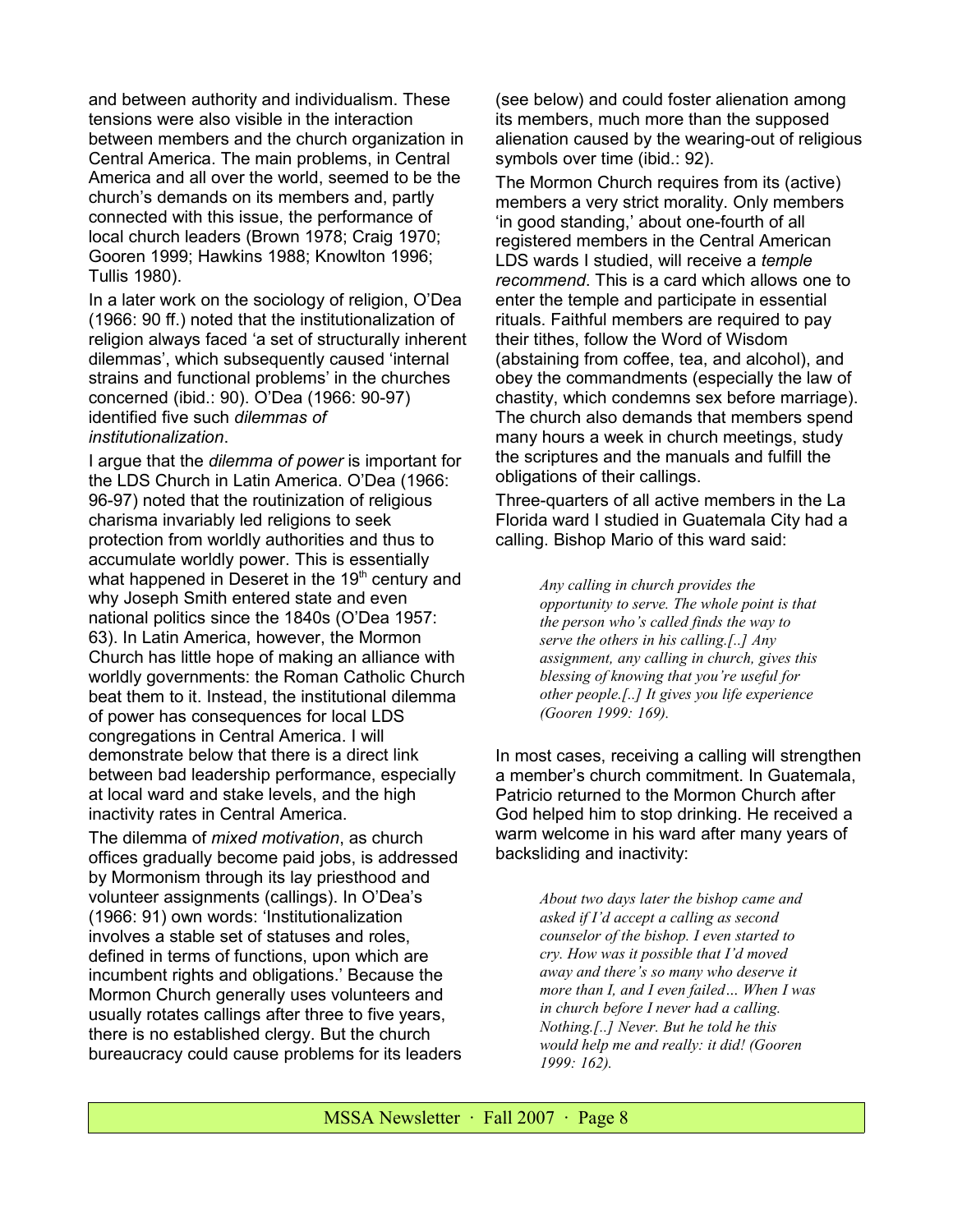and between authority and individualism. These tensions were also visible in the interaction between members and the church organization in Central America. The main problems, in Central America and all over the world, seemed to be the church's demands on its members and, partly connected with this issue, the performance of local church leaders (Brown 1978; Craig 1970; Gooren 1999; Hawkins 1988; Knowlton 1996; Tullis 1980).

In a later work on the sociology of religion, O'Dea (1966: 90 ff.) noted that the institutionalization of religion always faced 'a set of structurally inherent dilemmas', which subsequently caused 'internal strains and functional problems' in the churches concerned (ibid.: 90). O'Dea (1966: 90-97) identified five such *dilemmas of institutionalization*.

I argue that the *dilemma of power* is important for the LDS Church in Latin America. O'Dea (1966: 96-97) noted that the routinization of religious charisma invariably led religions to seek protection from worldly authorities and thus to accumulate worldly power. This is essentially what happened in Deseret in the 19th century and why Joseph Smith entered state and even national politics since the 1840s (O'Dea 1957: 63). In Latin America, however, the Mormon Church has little hope of making an alliance with worldly governments: the Roman Catholic Church beat them to it. Instead, the institutional dilemma of power has consequences for local LDS congregations in Central America. I will demonstrate below that there is a direct link between bad leadership performance, especially at local ward and stake levels, and the high inactivity rates in Central America.

The dilemma of *mixed motivation*, as church offices gradually become paid jobs, is addressed by Mormonism through its lay priesthood and volunteer assignments (callings). In O'Dea's (1966: 91) own words: 'Institutionalization involves a stable set of statuses and roles, defined in terms of functions, upon which are incumbent rights and obligations.' Because the Mormon Church generally uses volunteers and usually rotates callings after three to five years, there is no established clergy. But the church bureaucracy could cause problems for its leaders (see below) and could foster alienation among its members, much more than the supposed alienation caused by the wearing-out of religious symbols over time (ibid.: 92).

The Mormon Church requires from its (active) members a very strict morality. Only members 'in good standing,' about one-fourth of all registered members in the Central American LDS wards I studied, will receive a *temple recommend*. This is a card which allows one to enter the temple and participate in essential rituals. Faithful members are required to pay their tithes, follow the Word of Wisdom (abstaining from coffee, tea, and alcohol), and obey the commandments (especially the law of chastity, which condemns sex before marriage). The church also demands that members spend many hours a week in church meetings, study the scriptures and the manuals and fulfill the obligations of their callings.

Three-quarters of all active members in the La Florida ward I studied in Guatemala City had a calling. Bishop Mario of this ward said:

> *Any calling in church provides the opportunity to serve. The whole point is that the person who's called finds the way to serve the others in his calling.[..] Any assignment, any calling in church, gives this blessing of knowing that you're useful for other people.[..] It gives you life experience (Gooren 1999: 169).*

In most cases, receiving a calling will strengthen a member's church commitment. In Guatemala, Patricio returned to the Mormon Church after God helped him to stop drinking. He received a warm welcome in his ward after many years of backsliding and inactivity:

> *About two days later the bishop came and asked if I'd accept a calling as second counselor of the bishop. I even started to cry. How was it possible that I'd moved away and there's so many who deserve it more than I, and I even failed… When I was in church before I never had a calling. Nothing.[..] Never. But he told he this would help me and really: it did! (Gooren 1999: 162).*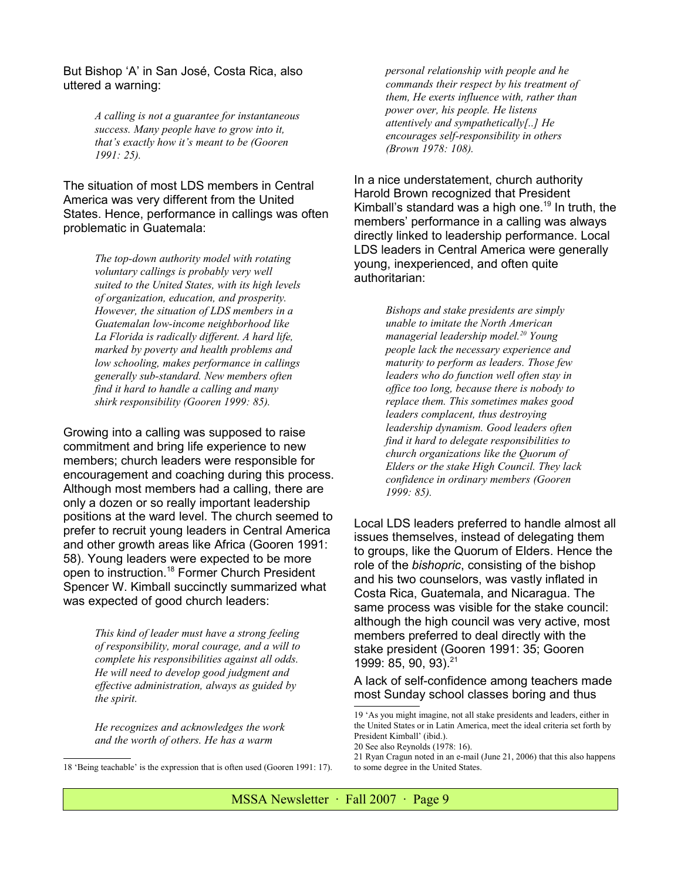But Bishop 'A' in San José, Costa Rica, also uttered a warning:

> *A calling is not a guarantee for instantaneous success. Many people have to grow into it, that's exactly how it's meant to be (Gooren 1991: 25).*

The situation of most LDS members in Central America was very different from the United States. Hence, performance in callings was often problematic in Guatemala:

> *The top-down authority model with rotating voluntary callings is probably very well suited to the United States, with its high levels of organization, education, and prosperity. However, the situation of LDS members in a Guatemalan low-income neighborhood like La Florida is radically different. A hard life, marked by poverty and health problems and low schooling, makes performance in callings generally sub-standard. New members often find it hard to handle a calling and many shirk responsibility (Gooren 1999: 85).*

Growing into a calling was supposed to raise commitment and bring life experience to new members; church leaders were responsible for encouragement and coaching during this process. Although most members had a calling, there are only a dozen or so really important leadership positions at the ward level. The church seemed to prefer to recruit young leaders in Central America and other growth areas like Africa (Gooren 1991: 58). Young leaders were expected to be more open to instruction.[18] Former Church President Spencer W. Kimball succinctly summarized what was expected of good church leaders:

> *This kind of leader must have a strong feeling of responsibility, moral courage, and a will to complete his responsibilities against all odds. He will need to develop good judgment and effective administration, always as guided by the spirit.*
>
> *He recognizes and acknowledges the work and the worth of others. He has a warm personal relationship with people and he commands their respect by his treatment of them, He exerts influence with, rather than power over, his people. He listens attentively and sympathetically[..] He encourages self-responsibility in others (Brown 1978: 108).*

In a nice understatement, church authority Harold Brown recognized that President Kimball's standard was a high one.[19] In truth, the members' performance in a calling was always directly linked to leadership performance. Local LDS leaders in Central America were generally young, inexperienced, and often quite authoritarian:

> *Bishops and stake presidents are simply unable to imitate the North American managerial leadership model.[20] Young people lack the necessary experience and maturity to perform as leaders. Those few leaders who do function well often stay in office too long, because there is nobody to replace them. This sometimes makes good leaders complacent, thus destroying leadership dynamism. Good leaders often find it hard to delegate responsibilities to church organizations like the Quorum of Elders or the stake High Council. They lack confidence in ordinary members (Gooren 1999: 85).*

Local LDS leaders preferred to handle almost all issues themselves, instead of delegating them to groups, like the Quorum of Elders. Hence the role of the *bishopric*, consisting of the bishop and his two counselors, was vastly inflated in Costa Rica, Guatemala, and Nicaragua. The same process was visible for the stake council: although the high council was very active, most members preferred to deal directly with the stake president (Gooren 1991: 35; Gooren 1999: 85, 90, 93).[21]

A lack of self-confidence among teachers made most Sunday school classes boring and thus

---

18 'Being teachable' is the expression that is often used (Gooren 1991: 17).

19 'As you might imagine, not all stake presidents and leaders, either in the United States or in Latin America, meet the ideal criteria set forth by President Kimball' (ibid.).

20 See also Reynolds (1978: 16).

21 Ryan Cragun noted in an e-mail (June 21, 2006) that this also happens to some degree in the United States.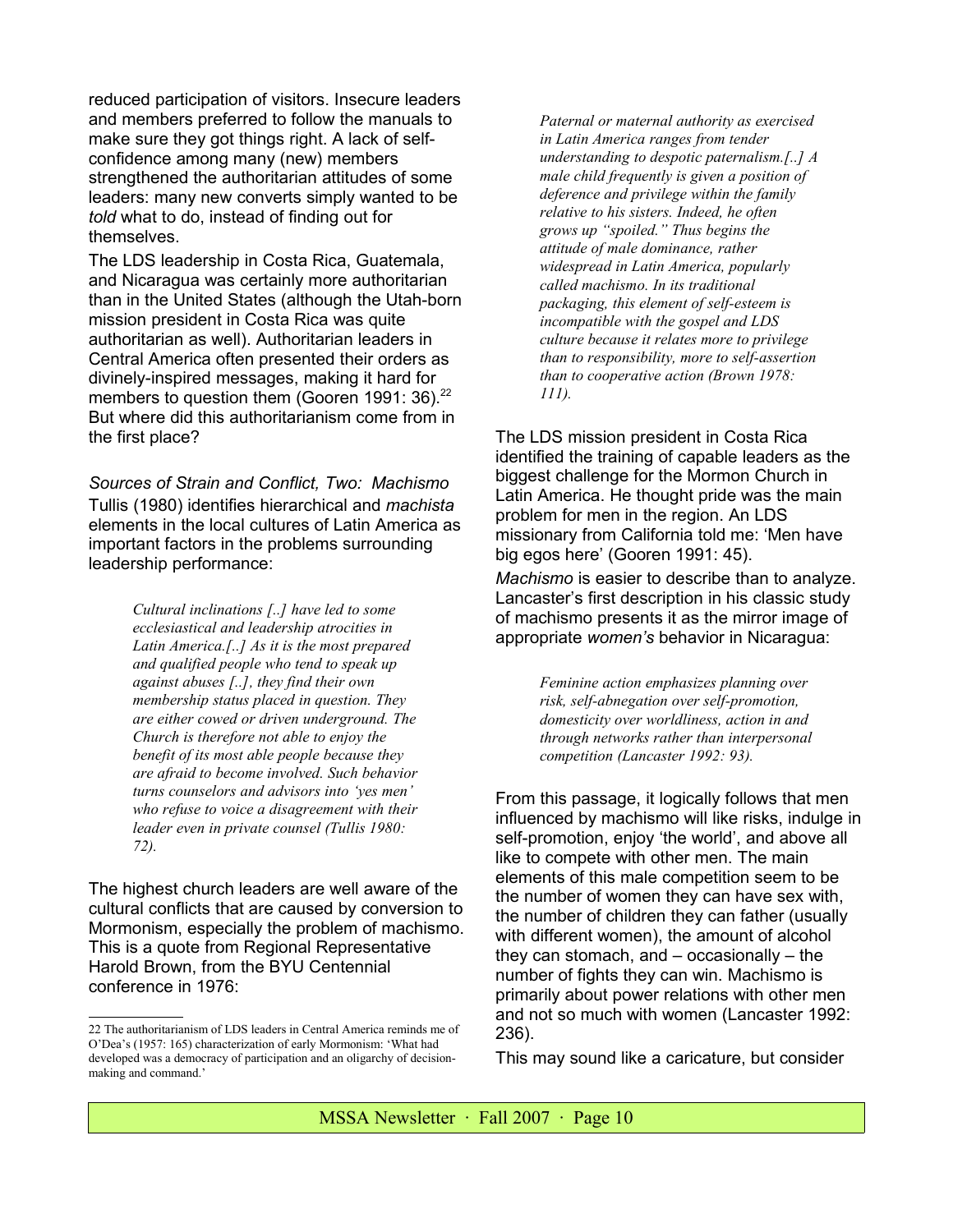reduced participation of visitors. Insecure leaders and members preferred to follow the manuals to make sure they got things right. A lack of self-confidence among many (new) members strengthened the authoritarian attitudes of some leaders: many new converts simply wanted to be *told* what to do, instead of finding out for themselves.

The LDS leadership in Costa Rica, Guatemala, and Nicaragua was certainly more authoritarian than in the United States (although the Utah-born mission president in Costa Rica was quite authoritarian as well). Authoritarian leaders in Central America often presented their orders as divinely-inspired messages, making it hard for members to question them (Gooren 1991: 36).[22] But where did this authoritarianism come from in the first place?

### *Sources of Strain and Conflict, Two: Machismo*

Tullis (1980) identifies hierarchical and *machista* elements in the local cultures of Latin America as important factors in the problems surrounding leadership performance:

> *Cultural inclinations [..] have led to some ecclesiastical and leadership atrocities in Latin America.[..] As it is the most prepared and qualified people who tend to speak up against abuses [..], they find their own membership status placed in question. They are either cowed or driven underground. The Church is therefore not able to enjoy the benefit of its most able people because they are afraid to become involved. Such behavior turns counselors and advisors into 'yes men' who refuse to voice a disagreement with their leader even in private counsel (Tullis 1980: 72).*

The highest church leaders are well aware of the cultural conflicts that are caused by conversion to Mormonism, especially the problem of machismo. This is a quote from Regional Representative Harold Brown, from the BYU Centennial conference in 1976:

> *Paternal or maternal authority as exercised in Latin America ranges from tender understanding to despotic paternalism.[..] A male child frequently is given a position of deference and privilege within the family relative to his sisters. Indeed, he often grows up "spoiled." Thus begins the attitude of male dominance, rather widespread in Latin America, popularly called machismo. In its traditional packaging, this element of self-esteem is incompatible with the gospel and LDS culture because it relates more to privilege than to responsibility, more to self-assertion than to cooperative action (Brown 1978: 111).*

The LDS mission president in Costa Rica identified the training of capable leaders as the biggest challenge for the Mormon Church in Latin America. He thought pride was the main problem for men in the region. An LDS missionary from California told me: 'Men have big egos here' (Gooren 1991: 45).

*Machismo* is easier to describe than to analyze. Lancaster's first description in his classic study of machismo presents it as the mirror image of appropriate *women's* behavior in Nicaragua:

> *Feminine action emphasizes planning over risk, self-abnegation over self-promotion, domesticity over worldliness, action in and through networks rather than interpersonal competition (Lancaster 1992: 93).*

From this passage, it logically follows that men influenced by machismo will like risks, indulge in self-promotion, enjoy 'the world', and above all like to compete with other men. The main elements of this male competition seem to be the number of women they can have sex with, the number of children they can father (usually with different women), the amount of alcohol they can stomach, and – occasionally – the number of fights they can win. Machismo is primarily about power relations with other men and not so much with women (Lancaster 1992: 236).

This may sound like a caricature, but consider

---

22 The authoritarianism of LDS leaders in Central America reminds me of O'Dea's (1957: 165) characterization of early Mormonism: 'What had developed was a democracy of participation and an oligarchy of decision-making and command.'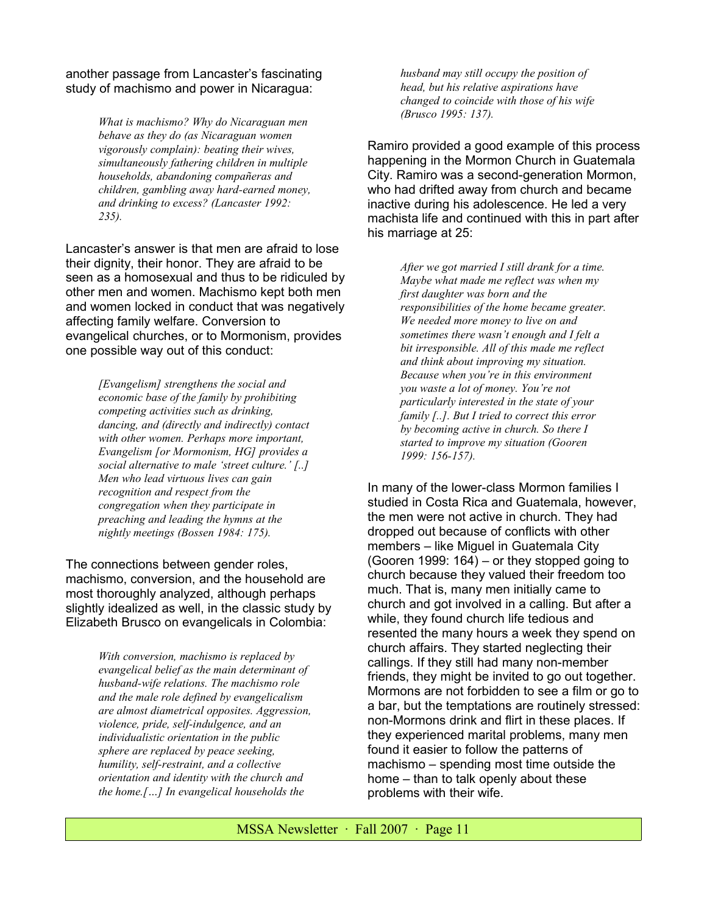another passage from Lancaster's fascinating study of machismo and power in Nicaragua:

> *What is machismo? Why do Nicaraguan men behave as they do (as Nicaraguan women vigorously complain): beating their wives, simultaneously fathering children in multiple households, abandoning compañeras and children, gambling away hard-earned money, and drinking to excess? (Lancaster 1992: 235).*

Lancaster's answer is that men are afraid to lose their dignity, their honor. They are afraid to be seen as a homosexual and thus to be ridiculed by other men and women. Machismo kept both men and women locked in conduct that was negatively affecting family welfare. Conversion to evangelical churches, or to Mormonism, provides one possible way out of this conduct:

> *[Evangelism] strengthens the social and economic base of the family by prohibiting competing activities such as drinking, dancing, and (directly and indirectly) contact with other women. Perhaps more important, Evangelism [or Mormonism, HG] provides a social alternative to male 'street culture.' [..] Men who lead virtuous lives can gain recognition and respect from the congregation when they participate in preaching and leading the hymns at the nightly meetings (Bossen 1984: 175).*

The connections between gender roles, machismo, conversion, and the household are most thoroughly analyzed, although perhaps slightly idealized as well, in the classic study by Elizabeth Brusco on evangelicals in Colombia:

> *With conversion, machismo is replaced by evangelical belief as the main determinant of husband-wife relations. The machismo role and the male role defined by evangelicalism are almost diametrical opposites. Aggression, violence, pride, self-indulgence, and an individualistic orientation in the public sphere are replaced by peace seeking, humility, self-restraint, and a collective orientation and identity with the church and the home.[…] In evangelical households the husband may still occupy the position of head, but his relative aspirations have changed to coincide with those of his wife (Brusco 1995: 137).*

Ramiro provided a good example of this process happening in the Mormon Church in Guatemala City. Ramiro was a second-generation Mormon, who had drifted away from church and became inactive during his adolescence. He led a very machista life and continued with this in part after his marriage at 25:

> *After we got married I still drank for a time. Maybe what made me reflect was when my first daughter was born and the responsibilities of the home became greater. We needed more money to live on and sometimes there wasn't enough and I felt a bit irresponsible. All of this made me reflect and think about improving my situation. Because when you're in this environment you waste a lot of money. You're not particularly interested in the state of your family [..]. But I tried to correct this error by becoming active in church. So there I started to improve my situation (Gooren 1999: 156-157).*

In many of the lower-class Mormon families I studied in Costa Rica and Guatemala, however, the men were not active in church. They had dropped out because of conflicts with other members – like Miguel in Guatemala City (Gooren 1999: 164) – or they stopped going to church because they valued their freedom too much. That is, many men initially came to church and got involved in a calling. But after a while, they found church life tedious and resented the many hours a week they spend on church affairs. They started neglecting their callings. If they still had many non-member friends, they might be invited to go out together. Mormons are not forbidden to see a film or go to a bar, but the temptations are routinely stressed: non-Mormons drink and flirt in these places. If they experienced marital problems, many men found it easier to follow the patterns of machismo – spending most time outside the home – than to talk openly about these problems with their wife.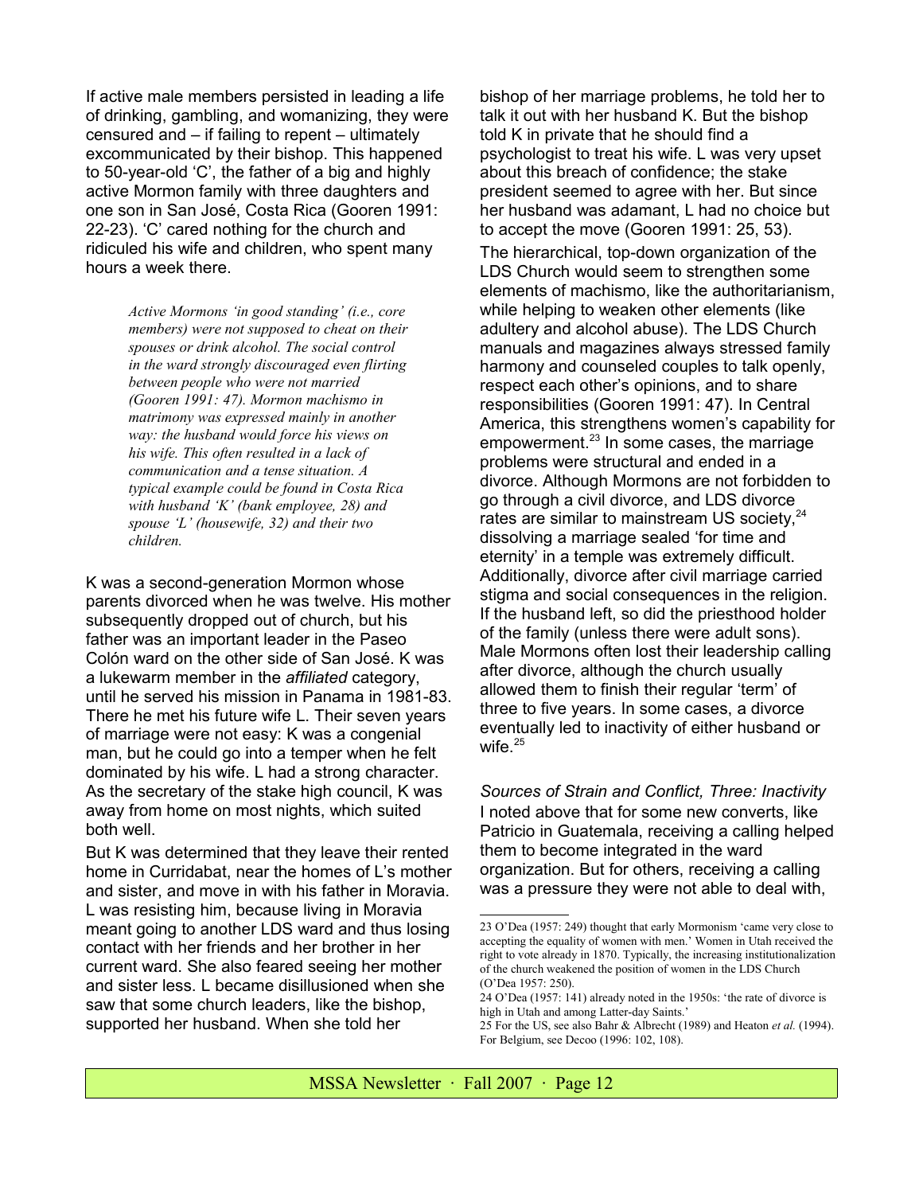If active male members persisted in leading a life of drinking, gambling, and womanizing, they were censured and – if failing to repent – ultimately excommunicated by their bishop. This happened to 50-year-old 'C', the father of a big and highly active Mormon family with three daughters and one son in San José, Costa Rica (Gooren 1991: 22-23). 'C' cared nothing for the church and ridiculed his wife and children, who spent many hours a week there.

> *Active Mormons 'in good standing' (i.e., core members) were not supposed to cheat on their spouses or drink alcohol. The social control in the ward strongly discouraged even flirting between people who were not married (Gooren 1991: 47). Mormon machismo in matrimony was expressed mainly in another way: the husband would force his views on his wife. This often resulted in a lack of communication and a tense situation. A typical example could be found in Costa Rica with husband 'K' (bank employee, 28) and spouse 'L' (housewife, 32) and their two children.*

K was a second-generation Mormon whose parents divorced when he was twelve. His mother subsequently dropped out of church, but his father was an important leader in the Paseo Colón ward on the other side of San José. K was a lukewarm member in the *affiliated* category, until he served his mission in Panama in 1981-83. There he met his future wife L. Their seven years of marriage were not easy: K was a congenial man, but he could go into a temper when he felt dominated by his wife. L had a strong character. As the secretary of the stake high council, K was away from home on most nights, which suited both well.

But K was determined that they leave their rented home in Curridabat, near the homes of L's mother and sister, and move in with his father in Moravia. L was resisting him, because living in Moravia meant going to another LDS ward and thus losing contact with her friends and her brother in her current ward. She also feared seeing her mother and sister less. L became disillusioned when she saw that some church leaders, like the bishop, supported her husband. When she told her bishop of her marriage problems, he told her to talk it out with her husband K. But the bishop told K in private that he should find a psychologist to treat his wife. L was very upset about this breach of confidence; the stake president seemed to agree with her. But since her husband was adamant, L had no choice but to accept the move (Gooren 1991: 25, 53).

The hierarchical, top-down organization of the LDS Church would seem to strengthen some elements of machismo, like the authoritarianism, while helping to weaken other elements (like adultery and alcohol abuse). The LDS Church manuals and magazines always stressed family harmony and counseled couples to talk openly, respect each other's opinions, and to share responsibilities (Gooren 1991: 47). In Central America, this strengthens women's capability for empowerment.[23] In some cases, the marriage problems were structural and ended in a divorce. Although Mormons are not forbidden to go through a civil divorce, and LDS divorce rates are similar to mainstream US society,[24] dissolving a marriage sealed 'for time and eternity' in a temple was extremely difficult. Additionally, divorce after civil marriage carried stigma and social consequences in the religion. If the husband left, so did the priesthood holder of the family (unless there were adult sons). Male Mormons often lost their leadership calling after divorce, although the church usually allowed them to finish their regular 'term' of three to five years. In some cases, a divorce eventually led to inactivity of either husband or wife.[25]

*Sources of Strain and Conflict, Three: Inactivity*

I noted above that for some new converts, like Patricio in Guatemala, receiving a calling helped them to become integrated in the ward organization. But for others, receiving a calling was a pressure they were not able to deal with,

---

23 O'Dea (1957: 249) thought that early Mormonism 'came very close to accepting the equality of women with men.' Women in Utah received the right to vote already in 1870. Typically, the increasing institutionalization of the church weakened the position of women in the LDS Church (O'Dea 1957: 250).

24 O'Dea (1957: 141) already noted in the 1950s: 'the rate of divorce is high in Utah and among Latter-day Saints.'

25 For the US, see also Bahr & Albrecht (1989) and Heaton *et al.* (1994). For Belgium, see Decoo (1996: 102, 108).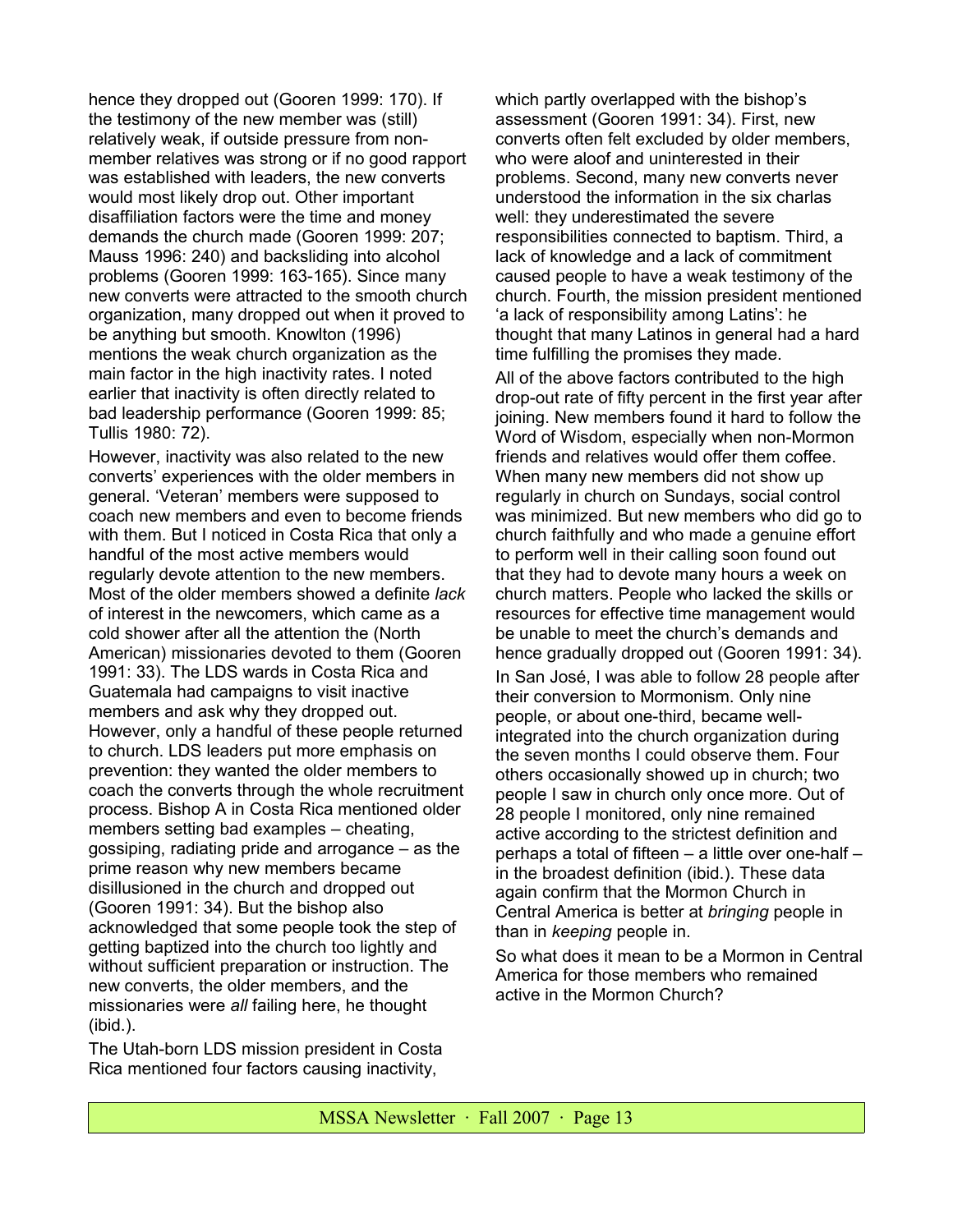hence they dropped out (Gooren 1999: 170). If the testimony of the new member was (still) relatively weak, if outside pressure from non-member relatives was strong or if no good rapport was established with leaders, the new converts would most likely drop out. Other important disaffiliation factors were the time and money demands the church made (Gooren 1999: 207; Mauss 1996: 240) and backsliding into alcohol problems (Gooren 1999: 163-165). Since many new converts were attracted to the smooth church organization, many dropped out when it proved to be anything but smooth. Knowlton (1996) mentions the weak church organization as the main factor in the high inactivity rates. I noted earlier that inactivity is often directly related to bad leadership performance (Gooren 1999: 85; Tullis 1980: 72).

However, inactivity was also related to the new converts' experiences with the older members in general. 'Veteran' members were supposed to coach new members and even to become friends with them. But I noticed in Costa Rica that only a handful of the most active members would regularly devote attention to the new members. Most of the older members showed a definite *lack* of interest in the newcomers, which came as a cold shower after all the attention the (North American) missionaries devoted to them (Gooren 1991: 33). The LDS wards in Costa Rica and Guatemala had campaigns to visit inactive members and ask why they dropped out. However, only a handful of these people returned to church. LDS leaders put more emphasis on prevention: they wanted the older members to coach the converts through the whole recruitment process. Bishop A in Costa Rica mentioned older members setting bad examples – cheating, gossiping, radiating pride and arrogance – as the prime reason why new members became disillusioned in the church and dropped out (Gooren 1991: 34). But the bishop also acknowledged that some people took the step of getting baptized into the church too lightly and without sufficient preparation or instruction. The new converts, the older members, and the missionaries were *all* failing here, he thought (ibid.).

The Utah-born LDS mission president in Costa Rica mentioned four factors causing inactivity, which partly overlapped with the bishop's assessment (Gooren 1991: 34). First, new converts often felt excluded by older members, who were aloof and uninterested in their problems. Second, many new converts never understood the information in the six charlas well: they underestimated the severe responsibilities connected to baptism. Third, a lack of knowledge and a lack of commitment caused people to have a weak testimony of the church. Fourth, the mission president mentioned 'a lack of responsibility among Latins': he thought that many Latinos in general had a hard time fulfilling the promises they made.

All of the above factors contributed to the high drop-out rate of fifty percent in the first year after joining. New members found it hard to follow the Word of Wisdom, especially when non-Mormon friends and relatives would offer them coffee. When many new members did not show up regularly in church on Sundays, social control was minimized. But new members who did go to church faithfully and who made a genuine effort to perform well in their calling soon found out that they had to devote many hours a week on church matters. People who lacked the skills or resources for effective time management would be unable to meet the church's demands and hence gradually dropped out (Gooren 1991: 34).

In San José, I was able to follow 28 people after their conversion to Mormonism. Only nine people, or about one-third, became well-integrated into the church organization during the seven months I could observe them. Four others occasionally showed up in church; two people I saw in church only once more. Out of 28 people I monitored, only nine remained active according to the strictest definition and perhaps a total of fifteen – a little over one-half – in the broadest definition (ibid.). These data again confirm that the Mormon Church in Central America is better at *bringing* people in than in *keeping* people in.

So what does it mean to be a Mormon in Central America for those members who remained active in the Mormon Church?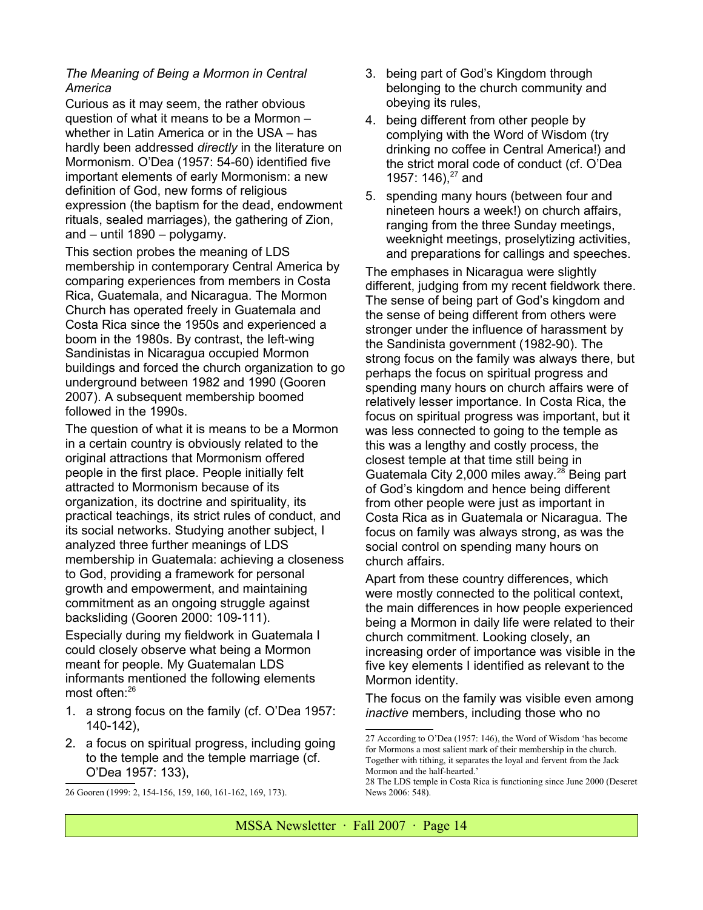*The Meaning of Being a Mormon in Central America*

Curious as it may seem, the rather obvious question of what it means to be a Mormon – whether in Latin America or in the USA – has hardly been addressed *directly* in the literature on Mormonism. O'Dea (1957: 54-60) identified five important elements of early Mormonism: a new definition of God, new forms of religious expression (the baptism for the dead, endowment rituals, sealed marriages), the gathering of Zion, and – until 1890 – polygamy.

This section probes the meaning of LDS membership in contemporary Central America by comparing experiences from members in Costa Rica, Guatemala, and Nicaragua. The Mormon Church has operated freely in Guatemala and Costa Rica since the 1950s and experienced a boom in the 1980s. By contrast, the left-wing Sandinistas in Nicaragua occupied Mormon buildings and forced the church organization to go underground between 1982 and 1990 (Gooren 2007). A subsequent membership boomed followed in the 1990s.

The question of what it is means to be a Mormon in a certain country is obviously related to the original attractions that Mormonism offered people in the first place. People initially felt attracted to Mormonism because of its organization, its doctrine and spirituality, its practical teachings, its strict rules of conduct, and its social networks. Studying another subject, I analyzed three further meanings of LDS membership in Guatemala: achieving a closeness to God, providing a framework for personal growth and empowerment, and maintaining commitment as an ongoing struggle against backsliding (Gooren 2000: 109-111).

Especially during my fieldwork in Guatemala I could closely observe what being a Mormon meant for people. My Guatemalan LDS informants mentioned the following elements most often:[26]

1. a strong focus on the family (cf. O'Dea 1957: 140-142),
2. a focus on spiritual progress, including going to the temple and the temple marriage (cf. O'Dea 1957: 133),
3. being part of God's Kingdom through belonging to the church community and obeying its rules,
4. being different from other people by complying with the Word of Wisdom (try drinking no coffee in Central America!) and the strict moral code of conduct (cf. O'Dea 1957: 146),[27] and
5. spending many hours (between four and nineteen hours a week!) on church affairs, ranging from the three Sunday meetings, weeknight meetings, proselytizing activities, and preparations for callings and speeches.

The emphases in Nicaragua were slightly different, judging from my recent fieldwork there. The sense of being part of God's kingdom and the sense of being different from others were stronger under the influence of harassment by the Sandinista government (1982-90). The strong focus on the family was always there, but perhaps the focus on spiritual progress and spending many hours on church affairs were of relatively lesser importance. In Costa Rica, the focus on spiritual progress was important, but it was less connected to going to the temple as this was a lengthy and costly process, the closest temple at that time still being in Guatemala City 2,000 miles away.[28] Being part of God's kingdom and hence being different from other people were just as important in Costa Rica as in Guatemala or Nicaragua. The focus on family was always strong, as was the social control on spending many hours on church affairs.

Apart from these country differences, which were mostly connected to the political context, the main differences in how people experienced being a Mormon in daily life were related to their church commitment. Looking closely, an increasing order of importance was visible in the five key elements I identified as relevant to the Mormon identity.

The focus on the family was visible even among *inactive* members, including those who no

---

26 Gooren (1999: 2, 154-156, 159, 160, 161-162, 169, 173).

27 According to O'Dea (1957: 146), the Word of Wisdom 'has become for Mormons a most salient mark of their membership in the church. Together with tithing, it separates the loyal and fervent from the Jack Mormon and the half-hearted.'

28 The LDS temple in Costa Rica is functioning since June 2000 (Deseret News 2006: 548).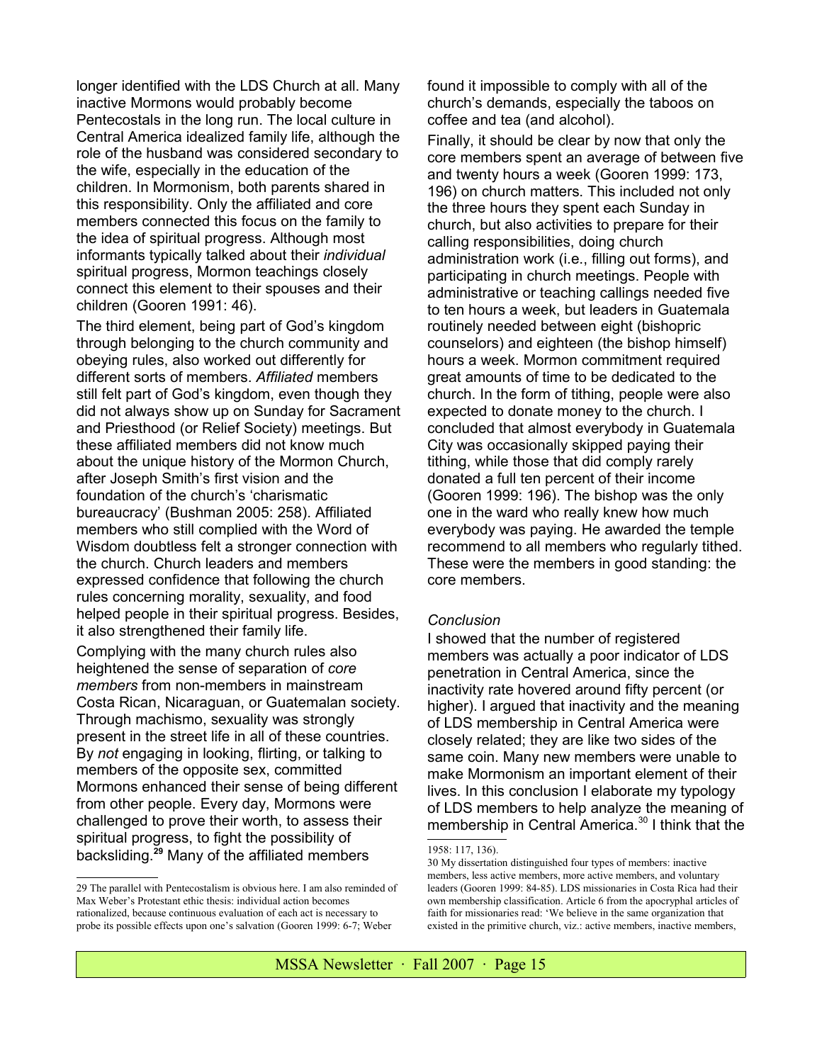longer identified with the LDS Church at all. Many inactive Mormons would probably become Pentecostals in the long run. The local culture in Central America idealized family life, although the role of the husband was considered secondary to the wife, especially in the education of the children. In Mormonism, both parents shared in this responsibility. Only the affiliated and core members connected this focus on the family to the idea of spiritual progress. Although most informants typically talked about their *individual* spiritual progress, Mormon teachings closely connect this element to their spouses and their children (Gooren 1991: 46).

The third element, being part of God's kingdom through belonging to the church community and obeying rules, also worked out differently for different sorts of members. *Affiliated* members still felt part of God's kingdom, even though they did not always show up on Sunday for Sacrament and Priesthood (or Relief Society) meetings. But these affiliated members did not know much about the unique history of the Mormon Church, after Joseph Smith's first vision and the foundation of the church's 'charismatic bureaucracy' (Bushman 2005: 258). Affiliated members who still complied with the Word of Wisdom doubtless felt a stronger connection with the church. Church leaders and members expressed confidence that following the church rules concerning morality, sexuality, and food helped people in their spiritual progress. Besides, it also strengthened their family life.

Complying with the many church rules also heightened the sense of separation of *core members* from non-members in mainstream Costa Rican, Nicaraguan, or Guatemalan society. Through machismo, sexuality was strongly present in the street life in all of these countries. By *not* engaging in looking, flirting, or talking to members of the opposite sex, committed Mormons enhanced their sense of being different from other people. Every day, Mormons were challenged to prove their worth, to assess their spiritual progress, to fight the possibility of backsliding.[29] Many of the affiliated members found it impossible to comply with all of the church's demands, especially the taboos on coffee and tea (and alcohol).

Finally, it should be clear by now that only the core members spent an average of between five and twenty hours a week (Gooren 1999: 173, 196) on church matters. This included not only the three hours they spent each Sunday in church, but also activities to prepare for their calling responsibilities, doing church administration work (i.e., filling out forms), and participating in church meetings. People with administrative or teaching callings needed five to ten hours a week, but leaders in Guatemala routinely needed between eight (bishopric counselors) and eighteen (the bishop himself) hours a week. Mormon commitment required great amounts of time to be dedicated to the church. In the form of tithing, people were also expected to donate money to the church. I concluded that almost everybody in Guatemala City was occasionally skipped paying their tithing, while those that did comply rarely donated a full ten percent of their income (Gooren 1999: 196). The bishop was the only one in the ward who really knew how much everybody was paying. He awarded the temple recommend to all members who regularly tithed. These were the members in good standing: the core members.

*Conclusion*

I showed that the number of registered members was actually a poor indicator of LDS penetration in Central America, since the inactivity rate hovered around fifty percent (or higher). I argued that inactivity and the meaning of LDS membership in Central America were closely related; they are like two sides of the same coin. Many new members were unable to make Mormonism an important element of their lives. In this conclusion I elaborate my typology of LDS members to help analyze the meaning of membership in Central America.[30] I think that the

---

29 The parallel with Pentecostalism is obvious here. I am also reminded of Max Weber's Protestant ethic thesis: individual action becomes rationalized, because continuous evaluation of each act is necessary to probe its possible effects upon one's salvation (Gooren 1999: 6-7; Weber 1958: 117, 136).

30 My dissertation distinguished four types of members: inactive members, less active members, more active members, and voluntary leaders (Gooren 1999: 84-85). LDS missionaries in Costa Rica had their own membership classification. Article 6 from the apocryphal articles of faith for missionaries read: 'We believe in the same organization that existed in the primitive church, viz.: active members, inactive members,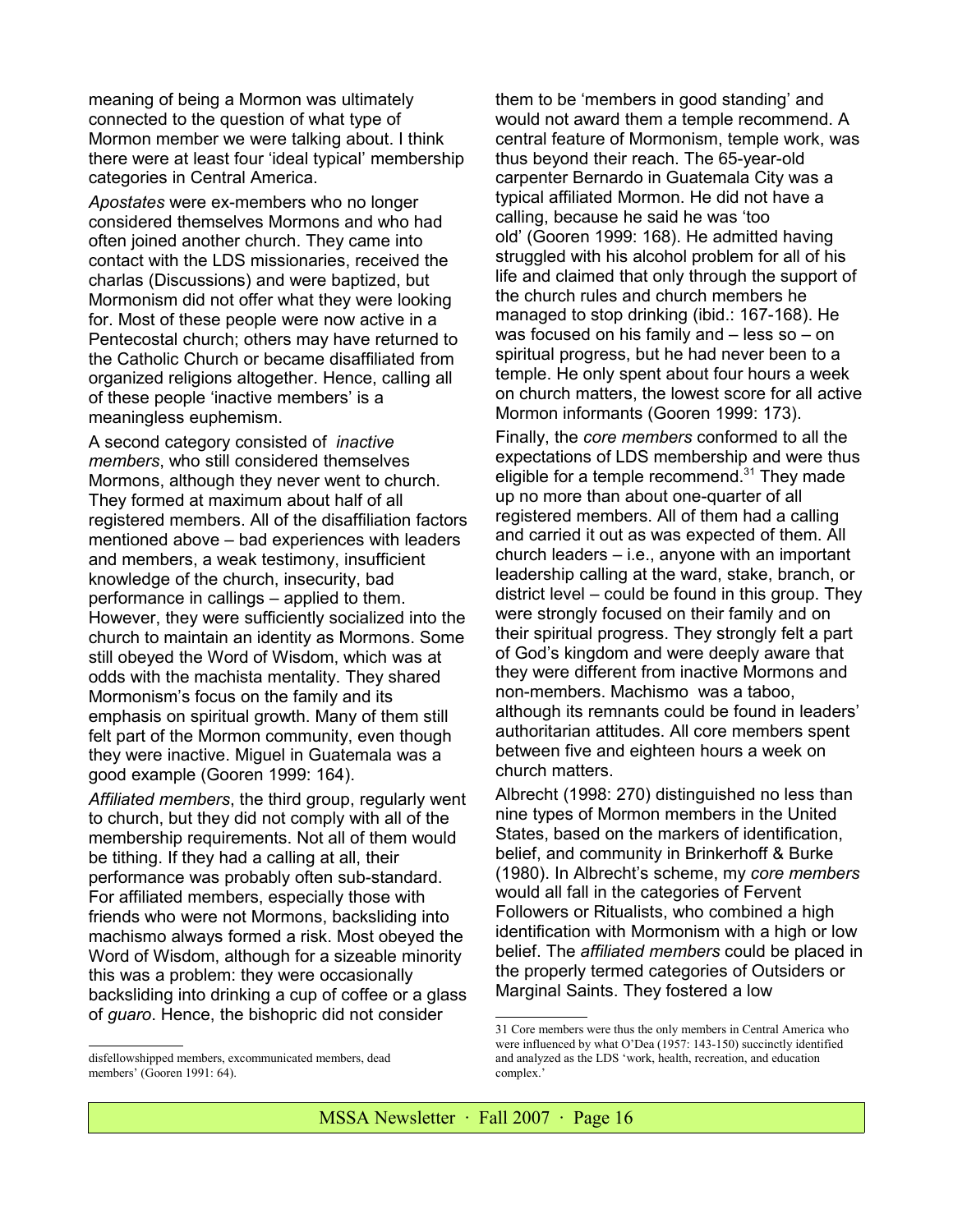meaning of being a Mormon was ultimately connected to the question of what type of Mormon member we were talking about. I think there were at least four 'ideal typical' membership categories in Central America.

*Apostates* were ex-members who no longer considered themselves Mormons and who had often joined another church. They came into contact with the LDS missionaries, received the charlas (Discussions) and were baptized, but Mormonism did not offer what they were looking for. Most of these people were now active in a Pentecostal church; others may have returned to the Catholic Church or became disaffiliated from organized religions altogether. Hence, calling all of these people 'inactive members' is a meaningless euphemism.

A second category consisted of *inactive members*, who still considered themselves Mormons, although they never went to church. They formed at maximum about half of all registered members. All of the disaffiliation factors mentioned above – bad experiences with leaders and members, a weak testimony, insufficient knowledge of the church, insecurity, bad performance in callings – applied to them. However, they were sufficiently socialized into the church to maintain an identity as Mormons. Some still obeyed the Word of Wisdom, which was at odds with the machista mentality. They shared Mormonism's focus on the family and its emphasis on spiritual growth. Many of them still felt part of the Mormon community, even though they were inactive. Miguel in Guatemala was a good example (Gooren 1999: 164).

*Affiliated members*, the third group, regularly went to church, but they did not comply with all of the membership requirements. Not all of them would be tithing. If they had a calling at all, their performance was probably often sub-standard. For affiliated members, especially those with friends who were not Mormons, backsliding into machismo always formed a risk. Most obeyed the Word of Wisdom, although for a sizeable minority this was a problem: they were occasionally backsliding into drinking a cup of coffee or a glass of *guaro*. Hence, the bishopric did not consider them to be 'members in good standing' and would not award them a temple recommend. A central feature of Mormonism, temple work, was thus beyond their reach. The 65-year-old carpenter Bernardo in Guatemala City was a typical affiliated Mormon. He did not have a calling, because he said he was 'too old' (Gooren 1999: 168). He admitted having struggled with his alcohol problem for all of his life and claimed that only through the support of the church rules and church members he managed to stop drinking (ibid.: 167-168). He was focused on his family and – less so – on spiritual progress, but he had never been to a temple. He only spent about four hours a week on church matters, the lowest score for all active Mormon informants (Gooren 1999: 173).

Finally, the *core members* conformed to all the expectations of LDS membership and were thus eligible for a temple recommend.[31] They made up no more than about one-quarter of all registered members. All of them had a calling and carried it out as was expected of them. All church leaders – i.e., anyone with an important leadership calling at the ward, stake, branch, or district level – could be found in this group. They were strongly focused on their family and on their spiritual progress. They strongly felt a part of God's kingdom and were deeply aware that they were different from inactive Mormons and non-members. Machismo was a taboo, although its remnants could be found in leaders' authoritarian attitudes. All core members spent between five and eighteen hours a week on church matters.

Albrecht (1998: 270) distinguished no less than nine types of Mormon members in the United States, based on the markers of identification, belief, and community in Brinkerhoff & Burke (1980). In Albrecht's scheme, my *core members* would all fall in the categories of Fervent Followers or Ritualists, who combined a high identification with Mormonism with a high or low belief. The *affiliated members* could be placed in the properly termed categories of Outsiders or Marginal Saints. They fostered a low

---

disfellowshipped members, excommunicated members, dead members' (Gooren 1991: 64).

31 Core members were thus the only members in Central America who were influenced by what O'Dea (1957: 143-150) succinctly identified and analyzed as the LDS 'work, health, recreation, and education complex.'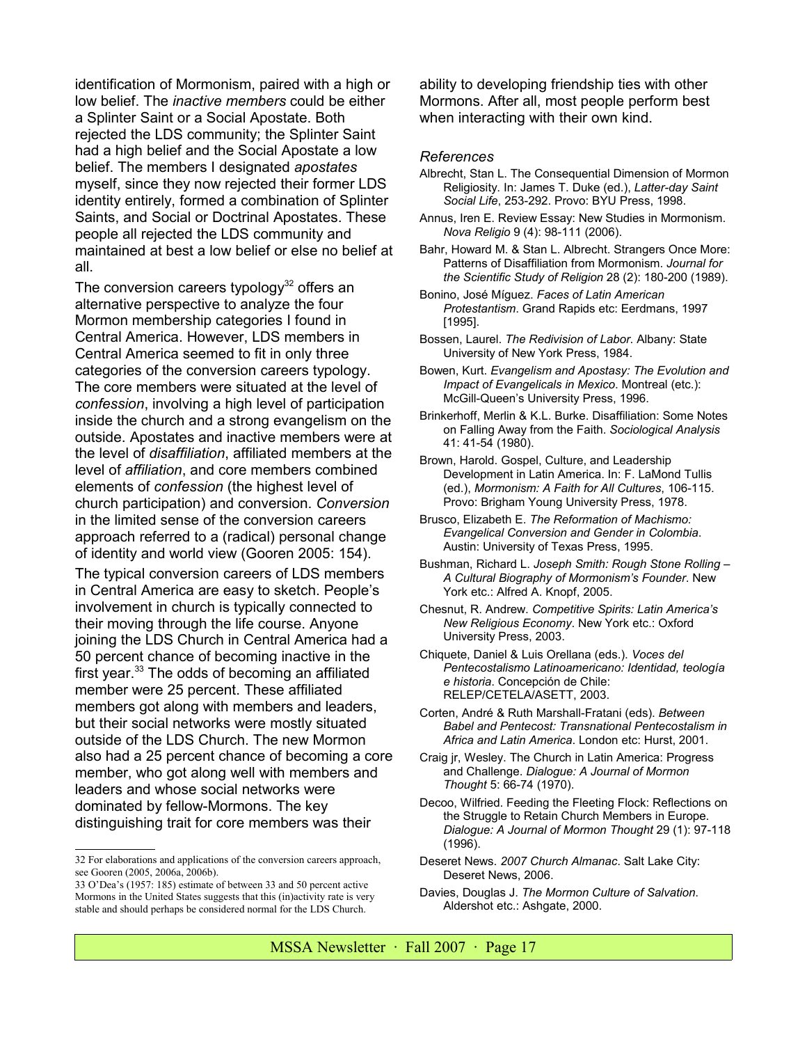identification of Mormonism, paired with a high or low belief. The *inactive members* could be either a Splinter Saint or a Social Apostate. Both rejected the LDS community; the Splinter Saint had a high belief and the Social Apostate a low belief. The members I designated *apostates* myself, since they now rejected their former LDS identity entirely, formed a combination of Splinter Saints, and Social or Doctrinal Apostates. These people all rejected the LDS community and maintained at best a low belief or else no belief at all.

The conversion careers typology[32] offers an alternative perspective to analyze the four Mormon membership categories I found in Central America. However, LDS members in Central America seemed to fit in only three categories of the conversion careers typology. The core members were situated at the level of *confession*, involving a high level of participation inside the church and a strong evangelism on the outside. Apostates and inactive members were at the level of *disaffiliation*, affiliated members at the level of *affiliation*, and core members combined elements of *confession* (the highest level of church participation) and conversion. *Conversion* in the limited sense of the conversion careers approach referred to a (radical) personal change of identity and world view (Gooren 2005: 154).

The typical conversion careers of LDS members in Central America are easy to sketch. People's involvement in church is typically connected to their moving through the life course. Anyone joining the LDS Church in Central America had a 50 percent chance of becoming inactive in the first year.[33] The odds of becoming an affiliated member were 25 percent. These affiliated members got along with members and leaders, but their social networks were mostly situated outside of the LDS Church. The new Mormon also had a 25 percent chance of becoming a core member, who got along well with members and leaders and whose social networks were dominated by fellow-Mormons. The key distinguishing trait for core members was their ability to developing friendship ties with other Mormons. After all, most people perform best when interacting with their own kind.

### *References*

Albrecht, Stan L. The Consequential Dimension of Mormon Religiosity. In: James T. Duke (ed.), *Latter-day Saint Social Life*, 253-292. Provo: BYU Press, 1998.

Annus, Iren E. Review Essay: New Studies in Mormonism. *Nova Religio* 9 (4): 98-111 (2006).

Bahr, Howard M. & Stan L. Albrecht. Strangers Once More: Patterns of Disaffiliation from Mormonism. *Journal for the Scientific Study of Religion* 28 (2): 180-200 (1989).

Bonino, José Míguez. *Faces of Latin American Protestantism*. Grand Rapids etc: Eerdmans, 1997 [1995].

Bossen, Laurel. *The Redivision of Labor*. Albany: State University of New York Press, 1984.

Bowen, Kurt. *Evangelism and Apostasy: The Evolution and Impact of Evangelicals in Mexico*. Montreal (etc.): McGill-Queen's University Press, 1996.

Brinkerhoff, Merlin & K.L. Burke. Disaffiliation: Some Notes on Falling Away from the Faith. *Sociological Analysis* 41: 41-54 (1980).

Brown, Harold. Gospel, Culture, and Leadership Development in Latin America. In: F. LaMond Tullis (ed.), *Mormonism: A Faith for All Cultures*, 106-115. Provo: Brigham Young University Press, 1978.

Brusco, Elizabeth E. *The Reformation of Machismo: Evangelical Conversion and Gender in Colombia*. Austin: University of Texas Press, 1995.

Bushman, Richard L. *Joseph Smith: Rough Stone Rolling – A Cultural Biography of Mormonism's Founder*. New York etc.: Alfred A. Knopf, 2005.

Chesnut, R. Andrew. *Competitive Spirits: Latin America's New Religious Economy*. New York etc.: Oxford University Press, 2003.

Chiquete, Daniel & Luis Orellana (eds.). *Voces del Pentecostalismo Latinoamericano: Identidad, teología e historia*. Concepción de Chile: RELEP/CETELA/ASETT, 2003.

Corten, André & Ruth Marshall-Fratani (eds). *Between Babel and Pentecost: Transnational Pentecostalism in Africa and Latin America*. London etc: Hurst, 2001.

Craig jr, Wesley. The Church in Latin America: Progress and Challenge. *Dialogue: A Journal of Mormon Thought* 5: 66-74 (1970).

Decoo, Wilfried. Feeding the Fleeting Flock: Reflections on the Struggle to Retain Church Members in Europe. *Dialogue: A Journal of Mormon Thought* 29 (1): 97-118 (1996).

Deseret News. *2007 Church Almanac*. Salt Lake City: Deseret News, 2006.

Davies, Douglas J. *The Mormon Culture of Salvation*. Aldershot etc.: Ashgate, 2000.

---

32 For elaborations and applications of the conversion careers approach, see Gooren (2005, 2006a, 2006b).

33 O'Dea's (1957: 185) estimate of between 33 and 50 percent active Mormons in the United States suggests that this (in)activity rate is very stable and should perhaps be considered normal for the LDS Church.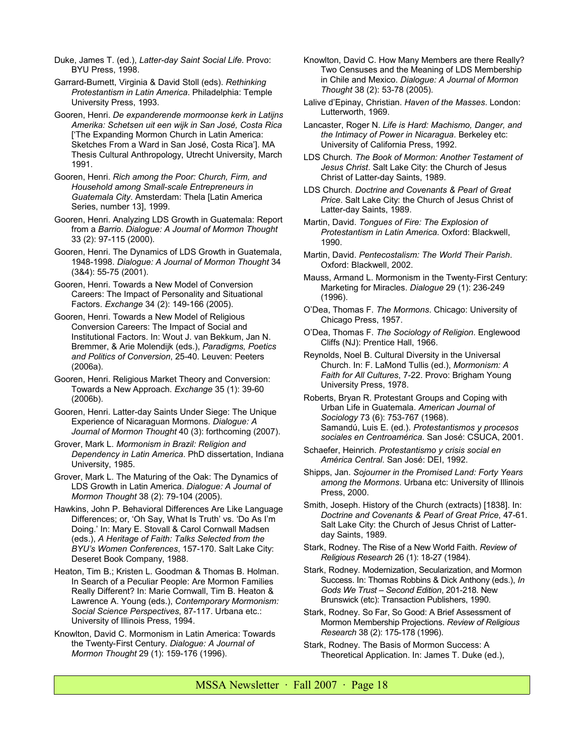Duke, James T. (ed.), *Latter-day Saint Social Life*. Provo: BYU Press, 1998.

Garrard-Burnett, Virginia & David Stoll (eds). *Rethinking Protestantism in Latin America*. Philadelphia: Temple University Press, 1993.

Gooren, Henri. *De expanderende mormoonse kerk in Latijns Amerika: Schetsen uit een wijk in San José, Costa Rica* ['The Expanding Mormon Church in Latin America: Sketches From a Ward in San José, Costa Rica']. MA Thesis Cultural Anthropology, Utrecht University, March 1991.

Gooren, Henri. *Rich among the Poor: Church, Firm, and Household among Small-scale Entrepreneurs in Guatemala City*. Amsterdam: Thela [Latin America Series, number 13], 1999.

Gooren, Henri. Analyzing LDS Growth in Guatemala: Report from a *Barrio*. *Dialogue: A Journal of Mormon Thought* 33 (2): 97-115 (2000).

Gooren, Henri. The Dynamics of LDS Growth in Guatemala, 1948-1998. *Dialogue: A Journal of Mormon Thought* 34 (3&4): 55-75 (2001).

Gooren, Henri. Towards a New Model of Conversion Careers: The Impact of Personality and Situational Factors. *Exchange* 34 (2): 149-166 (2005).

Gooren, Henri. Towards a New Model of Religious Conversion Careers: The Impact of Social and Institutional Factors. In: Wout J. van Bekkum, Jan N. Bremmer, & Arie Molendijk (eds.), *Paradigms, Poetics and Politics of Conversion*, 25-40. Leuven: Peeters (2006a).

Gooren, Henri. Religious Market Theory and Conversion: Towards a New Approach. *Exchange* 35 (1): 39-60 (2006b).

Gooren, Henri. Latter-day Saints Under Siege: The Unique Experience of Nicaraguan Mormons. *Dialogue: A Journal of Mormon Thought* 40 (3): forthcoming (2007).

Grover, Mark L. *Mormonism in Brazil: Religion and Dependency in Latin America*. PhD dissertation, Indiana University, 1985.

Grover, Mark L. The Maturing of the Oak: The Dynamics of LDS Growth in Latin America. *Dialogue: A Journal of Mormon Thought* 38 (2): 79-104 (2005).

Hawkins, John P. Behavioral Differences Are Like Language Differences; or, 'Oh Say, What Is Truth' vs. 'Do As I'm Doing.' In: Mary E. Stovall & Carol Cornwall Madsen (eds.), *A Heritage of Faith: Talks Selected from the BYU's Women Conferences*, 157-170. Salt Lake City: Deseret Book Company, 1988.

Heaton, Tim B.; Kristen L. Goodman & Thomas B. Holman. In Search of a Peculiar People: Are Mormon Families Really Different? In: Marie Cornwall, Tim B. Heaton & Lawrence A. Young (eds.), *Contemporary Mormonism: Social Science Perspectives*, 87-117. Urbana etc.: University of Illinois Press, 1994.

Knowlton, David C. Mormonism in Latin America: Towards the Twenty-First Century. *Dialogue: A Journal of Mormon Thought* 29 (1): 159-176 (1996).

Knowlton, David C. How Many Members are there Really? Two Censuses and the Meaning of LDS Membership in Chile and Mexico. *Dialogue: A Journal of Mormon Thought* 38 (2): 53-78 (2005).

Lalive d'Epinay, Christian. *Haven of the Masses*. London: Lutterworth, 1969.

Lancaster, Roger N. *Life is Hard: Machismo, Danger, and the Intimacy of Power in Nicaragua*. Berkeley etc: University of California Press, 1992.

LDS Church. *The Book of Mormon: Another Testament of Jesus Christ*. Salt Lake City: the Church of Jesus Christ of Latter-day Saints, 1989.

LDS Church. *Doctrine and Covenants & Pearl of Great Price*. Salt Lake City: the Church of Jesus Christ of Latter-day Saints, 1989.

Martin, David. *Tongues of Fire: The Explosion of Protestantism in Latin America*. Oxford: Blackwell, 1990.

Martin, David. *Pentecostalism: The World Their Parish*. Oxford: Blackwell, 2002.

Mauss, Armand L. Mormonism in the Twenty-First Century: Marketing for Miracles. *Dialogue* 29 (1): 236-249 (1996).

O'Dea, Thomas F. *The Mormons*. Chicago: University of Chicago Press, 1957.

O'Dea, Thomas F. *The Sociology of Religion*. Englewood Cliffs (NJ): Prentice Hall, 1966.

Reynolds, Noel B. Cultural Diversity in the Universal Church. In: F. LaMond Tullis (ed.), *Mormonism: A Faith for All Cultures*, 7-22. Provo: Brigham Young University Press, 1978.

Roberts, Bryan R. Protestant Groups and Coping with Urban Life in Guatemala. *American Journal of Sociology* 73 (6): 753-767 (1968).

Samandú, Luis E. (ed.). *Protestantismos y procesos sociales en Centroamérica*. San José: CSUCA, 2001.

Schaefer, Heinrich. *Protestantismo y crisis social en América Central*. San José: DEI, 1992.

Shipps, Jan. *Sojourner in the Promised Land: Forty Years among the Mormons*. Urbana etc: University of Illinois Press, 2000.

Smith, Joseph. History of the Church (extracts) [1838]. In: *Doctrine and Covenants & Pearl of Great Price*, 47-61. Salt Lake City: the Church of Jesus Christ of Latter-day Saints, 1989.

Stark, Rodney. The Rise of a New World Faith. *Review of Religious Research* 26 (1): 18-27 (1984).

Stark, Rodney. Modernization, Secularization, and Mormon Success. In: Thomas Robbins & Dick Anthony (eds.), *In Gods We Trust – Second Edition*, 201-218. New Brunswick (etc): Transaction Publishers, 1990.

Stark, Rodney. So Far, So Good: A Brief Assessment of Mormon Membership Projections. *Review of Religious Research* 38 (2): 175-178 (1996).

Stark, Rodney. The Basis of Mormon Success: A Theoretical Application. In: James T. Duke (ed.),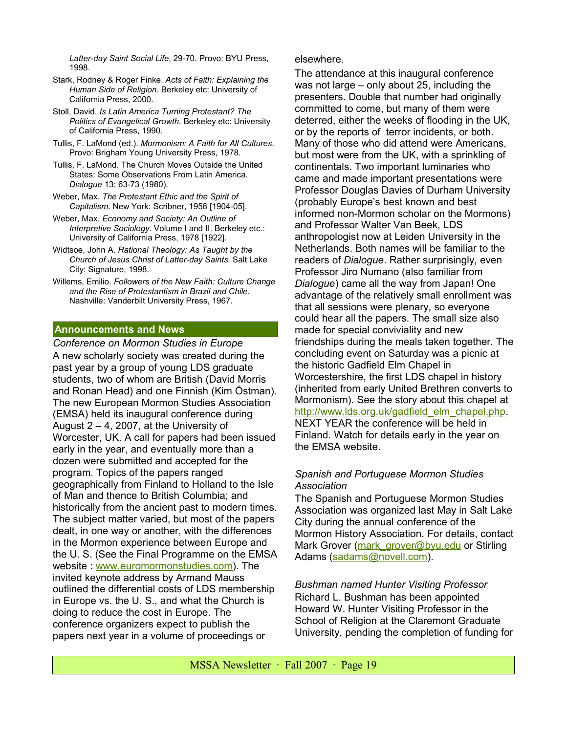*Latter-day Saint Social Life*, 29-70. Provo: BYU Press, 1998.

Stark, Rodney & Roger Finke. *Acts of Faith: Explaining the Human Side of Religion*. Berkeley etc: University of California Press, 2000.

Stoll, David. *Is Latin America Turning Protestant? The Politics of Evangelical Growth*. Berkeley etc: University of California Press, 1990.

Tullis, F. LaMond (ed.). *Mormonism: A Faith for All Cultures*. Provo: Brigham Young University Press, 1978.

Tullis, F. LaMond. The Church Moves Outside the United States: Some Observations From Latin America. *Dialogue* 13: 63-73 (1980).

Weber, Max. *The Protestant Ethic and the Spirit of Capitalism*. New York: Scribner, 1958 [1904-05].

Weber, Max. *Economy and Society: An Outline of Interpretive Sociology*. Volume I and II. Berkeley etc.: University of California Press, 1978 [1922].

Widtsoe, John A. *Rational Theology: As Taught by the Church of Jesus Christ of Latter-day Saints*. Salt Lake City: Signature, 1998.

Willems, Emilio. *Followers of the New Faith: Culture Change and the Rise of Protestantism in Brazil and Chile*. Nashville: Vanderbilt University Press, 1967.

## Announcements and News

*Conference on Mormon Studies in Europe*

A new scholarly society was created during the past year by a group of young LDS graduate students, two of whom are British (David Morris and Ronan Head) and one Finnish (Kim Östman). The new European Mormon Studies Association (EMSA) held its inaugural conference during August 2 – 4, 2007, at the University of Worcester, UK. A call for papers had been issued early in the year, and eventually more than a dozen were submitted and accepted for the program. Topics of the papers ranged geographically from Finland to Holland to the Isle of Man and thence to British Columbia; and historically from the ancient past to modern times. The subject matter varied, but most of the papers dealt, in one way or another, with the differences in the Mormon experience between Europe and the U. S. (See the Final Programme on the EMSA website : www.euromormonstudies.com). The invited keynote address by Armand Mauss outlined the differential costs of LDS membership in Europe vs. the U. S., and what the Church is doing to reduce the cost in Europe. The conference organizers expect to publish the papers next year in a volume of proceedings or elsewhere.

The attendance at this inaugural conference was not large – only about 25, including the presenters. Double that number had originally committed to come, but many of them were deterred, either the weeks of flooding in the UK, or by the reports of terror incidents, or both. Many of those who did attend were Americans, but most were from the UK, with a sprinkling of continentals. Two important luminaries who came and made important presentations were Professor Douglas Davies of Durham University (probably Europe's best known and best informed non-Mormon scholar on the Mormons) and Professor Walter Van Beek, LDS anthropologist now at Leiden University in the Netherlands. Both names will be familiar to the readers of *Dialogue*. Rather surprisingly, even Professor Jiro Numano (also familiar from *Dialogue*) came all the way from Japan! One advantage of the relatively small enrollment was that all sessions were plenary, so everyone could hear all the papers. The small size also made for special conviviality and new friendships during the meals taken together. The concluding event on Saturday was a picnic at the historic Gadfield Elm Chapel in Worcestershire, the first LDS chapel in history (inherited from early United Brethren converts to Mormonism). See the story about this chapel at http://www.lds.org.uk/gadfield_elm_chapel.php. NEXT YEAR the conference will be held in Finland. Watch for details early in the year on the EMSA website.

*Spanish and Portuguese Mormon Studies Association*

The Spanish and Portuguese Mormon Studies Association was organized last May in Salt Lake City during the annual conference of the Mormon History Association. For details, contact Mark Grover (mark_grover@byu.edu or Stirling Adams (sadams@novell.com).

*Bushman named Hunter Visiting Professor*

Richard L. Bushman has been appointed Howard W. Hunter Visiting Professor in the School of Religion at the Claremont Graduate University, pending the completion of funding for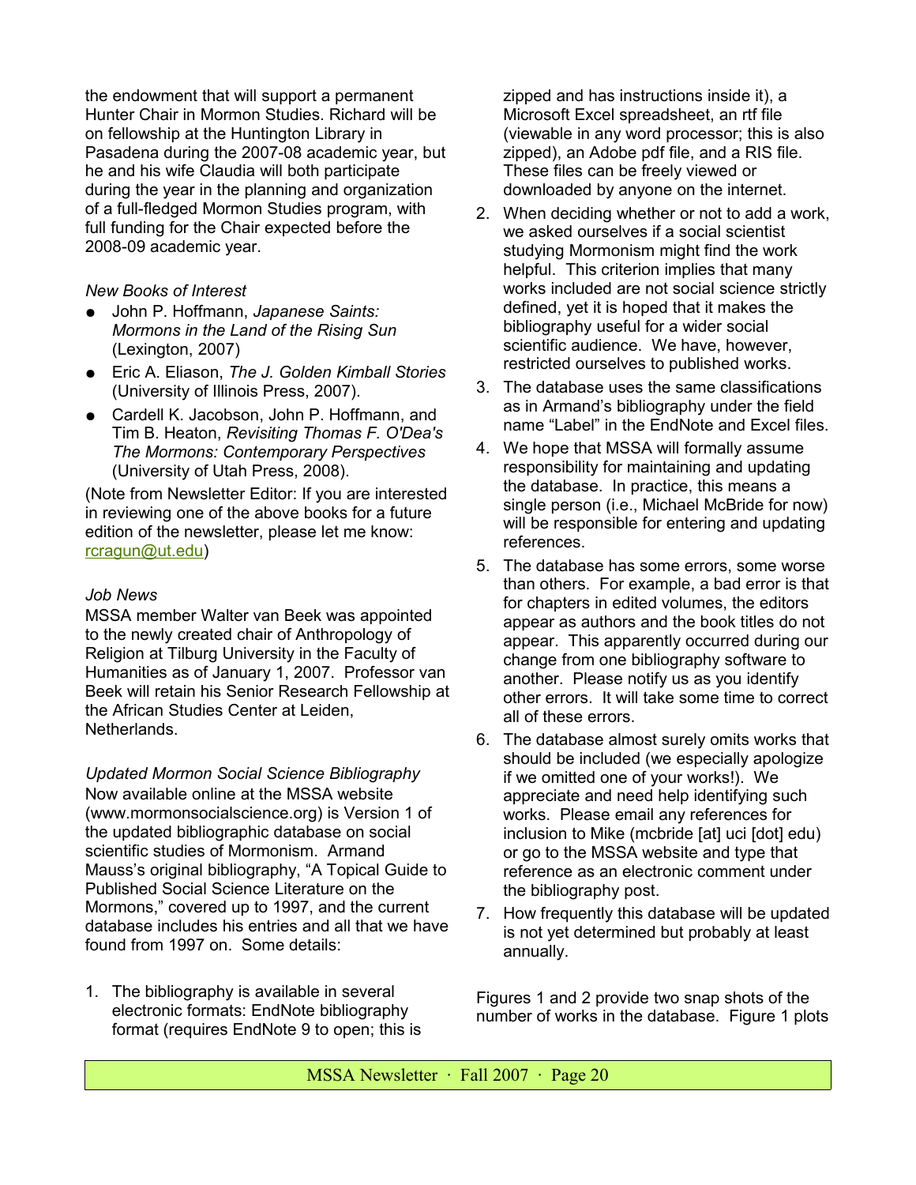the endowment that will support a permanent Hunter Chair in Mormon Studies. Richard will be on fellowship at the Huntington Library in Pasadena during the 2007-08 academic year, but he and his wife Claudia will both participate during the year in the planning and organization of a full-fledged Mormon Studies program, with full funding for the Chair expected before the 2008-09 academic year.

*New Books of Interest*

- John P. Hoffmann, *Japanese Saints: Mormons in the Land of the Rising Sun* (Lexington, 2007)
- Eric A. Eliason, *The J. Golden Kimball Stories* (University of Illinois Press, 2007).
- Cardell K. Jacobson, John P. Hoffmann, and Tim B. Heaton, *Revisiting Thomas F. O'Dea's The Mormons: Contemporary Perspectives* (University of Utah Press, 2008).

(Note from Newsletter Editor: If you are interested in reviewing one of the above books for a future edition of the newsletter, please let me know: rcragun@ut.edu)

*Job News*

MSSA member Walter van Beek was appointed to the newly created chair of Anthropology of Religion at Tilburg University in the Faculty of Humanities as of January 1, 2007. Professor van Beek will retain his Senior Research Fellowship at the African Studies Center at Leiden, Netherlands.

*Updated Mormon Social Science Bibliography*

Now available online at the MSSA website (www.mormonsocialscience.org) is Version 1 of the updated bibliographic database on social scientific studies of Mormonism. Armand Mauss's original bibliography, "A Topical Guide to Published Social Science Literature on the Mormons," covered up to 1997, and the current database includes his entries and all that we have found from 1997 on. Some details:

1. The bibliography is available in several electronic formats: EndNote bibliography format (requires EndNote 9 to open; this is zipped and has instructions inside it), a Microsoft Excel spreadsheet, an rtf file (viewable in any word processor; this is also zipped), an Adobe pdf file, and a RIS file. These files can be freely viewed or downloaded by anyone on the internet.
2. When deciding whether or not to add a work, we asked ourselves if a social scientist studying Mormonism might find the work helpful. This criterion implies that many works included are not social science strictly defined, yet it is hoped that it makes the bibliography useful for a wider social scientific audience. We have, however, restricted ourselves to published works.
3. The database uses the same classifications as in Armand's bibliography under the field name "Label" in the EndNote and Excel files.
4. We hope that MSSA will formally assume responsibility for maintaining and updating the database. In practice, this means a single person (i.e., Michael McBride for now) will be responsible for entering and updating references.
5. The database has some errors, some worse than others. For example, a bad error is that for chapters in edited volumes, the editors appear as authors and the book titles do not appear. This apparently occurred during our change from one bibliography software to another. Please notify us as you identify other errors. It will take some time to correct all of these errors.
6. The database almost surely omits works that should be included (we especially apologize if we omitted one of your works!). We appreciate and need help identifying such works. Please email any references for inclusion to Mike (mcbride [at] uci [dot] edu) or go to the MSSA website and type that reference as an electronic comment under the bibliography post.
7. How frequently this database will be updated is not yet determined but probably at least annually.

Figures 1 and 2 provide two snap shots of the number of works in the database. Figure 1 plots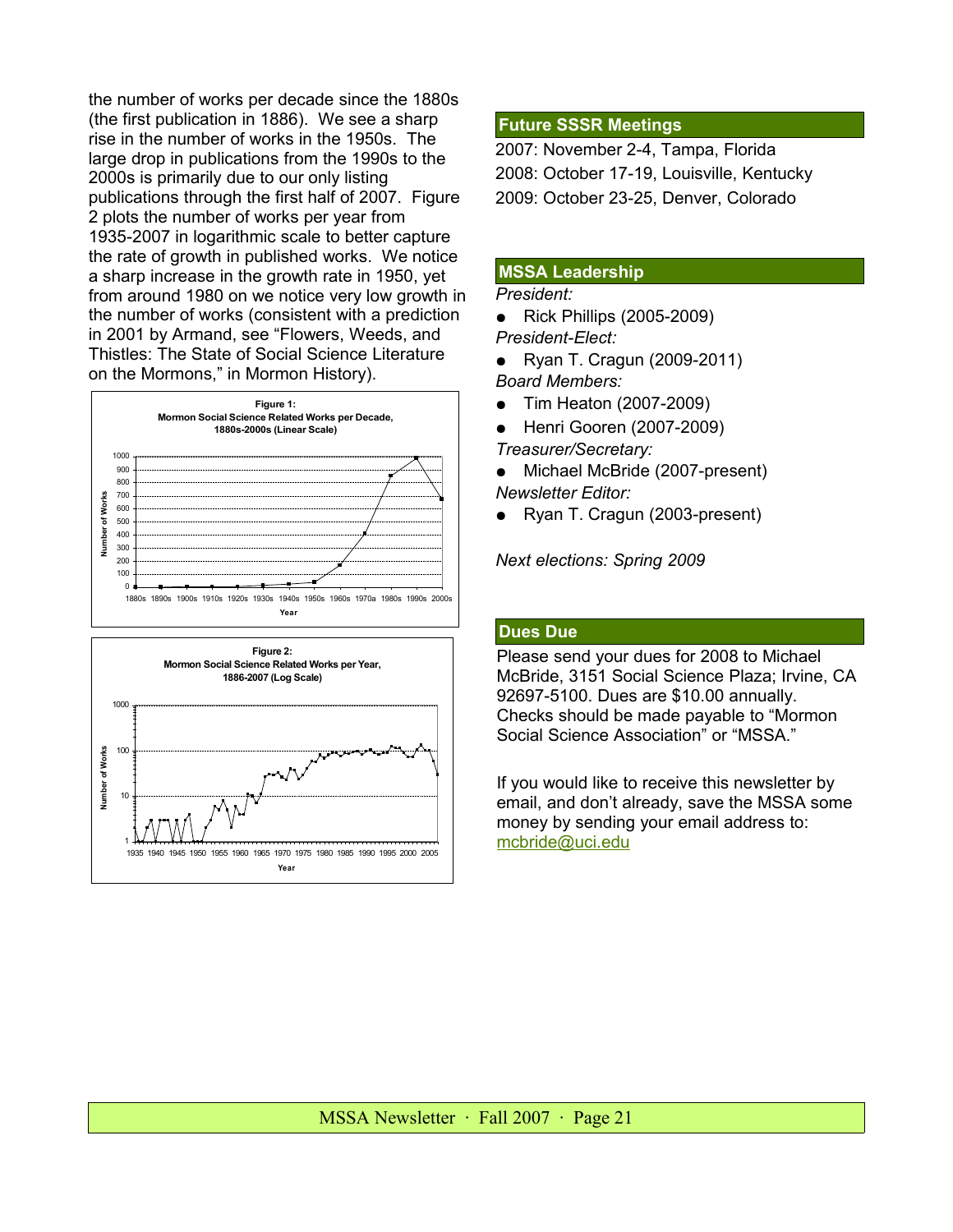the number of works per decade since the 1880s (the first publication in 1886). We see a sharp rise in the number of works in the 1950s. The large drop in publications from the 1990s to the 2000s is primarily due to our only listing publications through the first half of 2007. Figure 2 plots the number of works per year from 1935-2007 in logarithmic scale to better capture the rate of growth in published works. We notice a sharp increase in the growth rate in 1950, yet from around 1980 on we notice very low growth in the number of works (consistent with a prediction in 2001 by Armand, see "Flowers, Weeds, and Thistles: The State of Social Science Literature on the Mormons," in Mormon History).

**Figure 1:**
**Mormon Social Science Related Works per Decade, 1880s-2000s (Linear Scale)**

Number of Works

0
100
200
300
400
500
600
700
800
900
1000

1880s 1890s 1900s 1910s 1920s 1930s 1940s 1950s 1960s 1970a 1980s 1990s 2000s

Year

**Figure 2:**
**Mormon Social Science Related Works per Year, 1886-2007 (Log Scale)**

Number of Works

1
10
100
1000

1935 1940 1945 1950 1955 1960 1965 1970 1975 1980 1985 1990 1995 2000 2005

Year

## Future SSSR Meetings

2007: November 2-4, Tampa, Florida
2008: October 17-19, Louisville, Kentucky
2009: October 23-25, Denver, Colorado

## MSSA Leadership

*President:*

- Rick Phillips (2005-2009)

*President-Elect:*

- Ryan T. Cragun (2009-2011)

*Board Members:*

- Tim Heaton (2007-2009)
- Henri Gooren (2007-2009)

*Treasurer/Secretary:*

- Michael McBride (2007-present)

*Newsletter Editor:*

- Ryan T. Cragun (2003-present)

*Next elections: Spring 2009*

## Dues Due

Please send your dues for 2008 to Michael McBride, 3151 Social Science Plaza; Irvine, CA 92697-5100. Dues are $10.00 annually. Checks should be made payable to "Mormon Social Science Association" or "MSSA."

If you would like to receive this newsletter by email, and don't already, save the MSSA some money by sending your email address to: mcbride@uci.edu